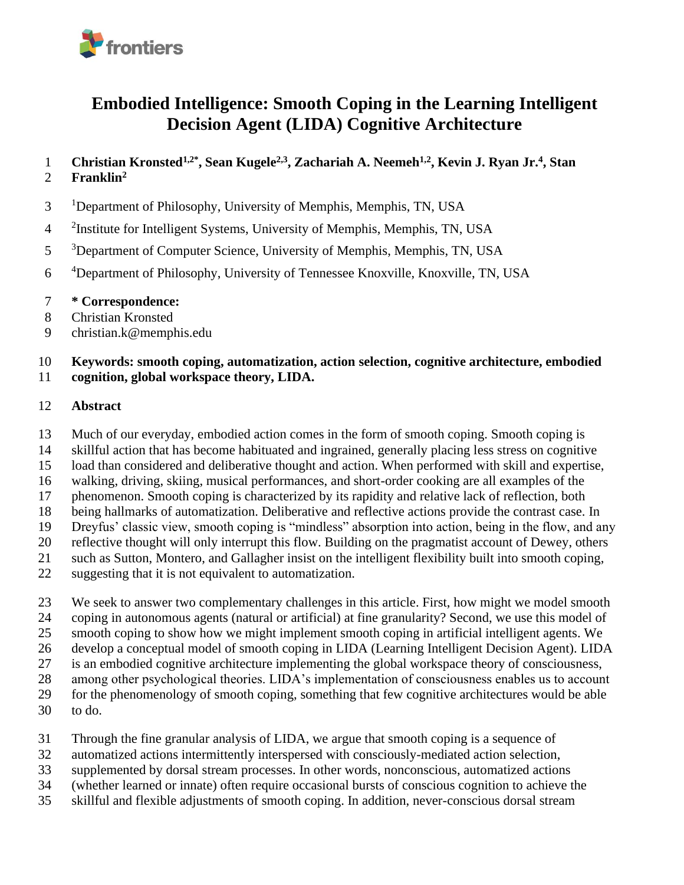# Embodied Intelligence: Smooth Coping in the Learning Intelligent Decision Agent (LIDA) Cognitive Architecture

**Christian Kronsted[1,2*], Sean Kugele[2,3], Zachariah A. Neemeh[1,2], Kevin J. Ryan Jr.[4], Stan Franklin[2]**

[1]Department of Philosophy, University of Memphis, Memphis, TN, USA

[2]Institute for Intelligent Systems, University of Memphis, Memphis, TN, USA

[3]Department of Computer Science, University of Memphis, Memphis, TN, USA

[4]Department of Philosophy, University of Tennessee Knoxville, Knoxville, TN, USA

**\* Correspondence:**
Christian Kronsted
christian.k@memphis.edu

**Keywords: smooth coping, automatization, action selection, cognitive architecture, embodied cognition, global workspace theory, LIDA.**

## Abstract

Much of our everyday, embodied action comes in the form of smooth coping. Smooth coping is skillful action that has become habituated and ingrained, generally placing less stress on cognitive load than considered and deliberative thought and action. When performed with skill and expertise, walking, driving, skiing, musical performances, and short-order cooking are all examples of the phenomenon. Smooth coping is characterized by its rapidity and relative lack of reflection, both being hallmarks of automatization. Deliberative and reflective actions provide the contrast case. In Dreyfus' classic view, smooth coping is "mindless" absorption into action, being in the flow, and any reflective thought will only interrupt this flow. Building on the pragmatist account of Dewey, others such as Sutton, Montero, and Gallagher insist on the intelligent flexibility built into smooth coping, suggesting that it is not equivalent to automatization.

We seek to answer two complementary challenges in this article. First, how might we model smooth coping in autonomous agents (natural or artificial) at fine granularity? Second, we use this model of smooth coping to show how we might implement smooth coping in artificial intelligent agents. We develop a conceptual model of smooth coping in LIDA (Learning Intelligent Decision Agent). LIDA is an embodied cognitive architecture implementing the global workspace theory of consciousness, among other psychological theories. LIDA's implementation of consciousness enables us to account for the phenomenology of smooth coping, something that few cognitive architectures would be able to do.

Through the fine granular analysis of LIDA, we argue that smooth coping is a sequence of automatized actions intermittently interspersed with consciously-mediated action selection, supplemented by dorsal stream processes. In other words, nonconscious, automatized actions (whether learned or innate) often require occasional bursts of conscious cognition to achieve the skillful and flexible adjustments of smooth coping. In addition, never-conscious dorsal stream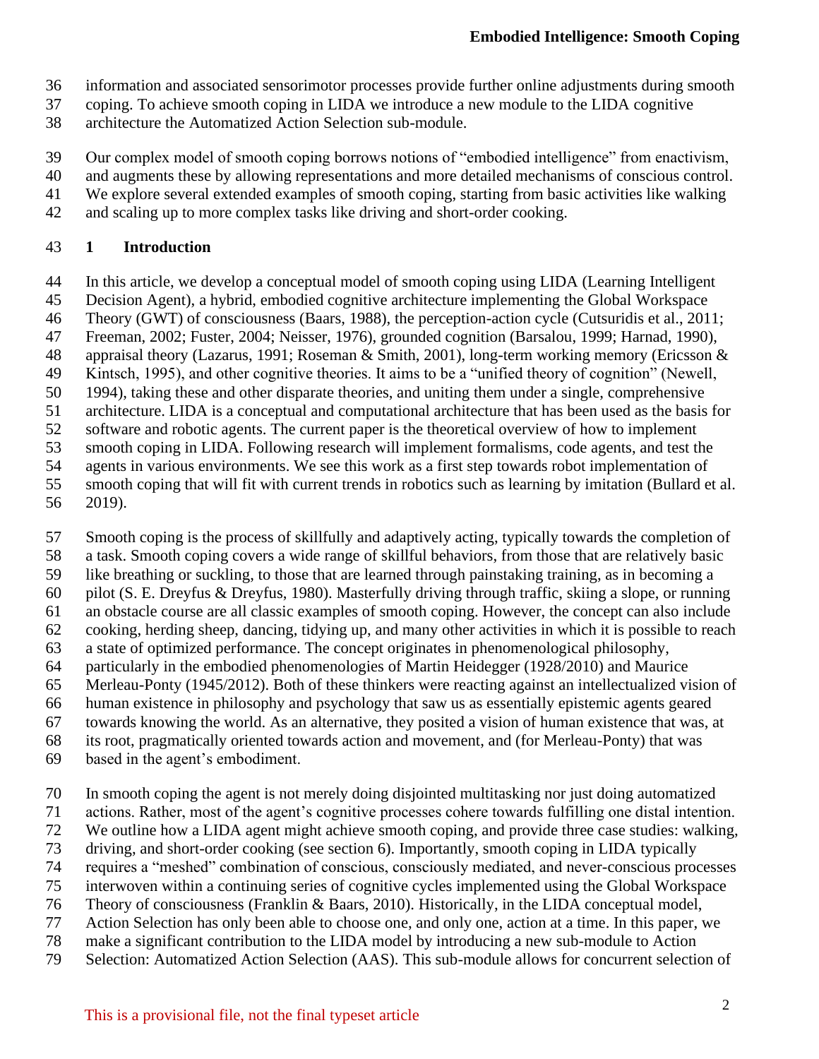information and associated sensorimotor processes provide further online adjustments during smooth coping. To achieve smooth coping in LIDA we introduce a new module to the LIDA cognitive architecture the Automatized Action Selection sub-module.

Our complex model of smooth coping borrows notions of "embodied intelligence" from enactivism, and augments these by allowing representations and more detailed mechanisms of conscious control. We explore several extended examples of smooth coping, starting from basic activities like walking and scaling up to more complex tasks like driving and short-order cooking.

## 1 Introduction

In this article, we develop a conceptual model of smooth coping using LIDA (Learning Intelligent Decision Agent), a hybrid, embodied cognitive architecture implementing the Global Workspace Theory (GWT) of consciousness (Baars, 1988), the perception-action cycle (Cutsuridis et al., 2011; Freeman, 2002; Fuster, 2004; Neisser, 1976), grounded cognition (Barsalou, 1999; Harnad, 1990), appraisal theory (Lazarus, 1991; Roseman & Smith, 2001), long-term working memory (Ericsson & Kintsch, 1995), and other cognitive theories. It aims to be a "unified theory of cognition" (Newell, 1994), taking these and other disparate theories, and uniting them under a single, comprehensive architecture. LIDA is a conceptual and computational architecture that has been used as the basis for software and robotic agents. The current paper is the theoretical overview of how to implement smooth coping in LIDA. Following research will implement formalisms, code agents, and test the agents in various environments. We see this work as a first step towards robot implementation of smooth coping that will fit with current trends in robotics such as learning by imitation (Bullard et al. 2019).

Smooth coping is the process of skillfully and adaptively acting, typically towards the completion of a task. Smooth coping covers a wide range of skillful behaviors, from those that are relatively basic like breathing or suckling, to those that are learned through painstaking training, as in becoming a pilot (S. E. Dreyfus & Dreyfus, 1980). Masterfully driving through traffic, skiing a slope, or running an obstacle course are all classic examples of smooth coping. However, the concept can also include cooking, herding sheep, dancing, tidying up, and many other activities in which it is possible to reach a state of optimized performance. The concept originates in phenomenological philosophy, particularly in the embodied phenomenologies of Martin Heidegger (1928/2010) and Maurice Merleau-Ponty (1945/2012). Both of these thinkers were reacting against an intellectualized vision of human existence in philosophy and psychology that saw us as essentially epistemic agents geared towards knowing the world. As an alternative, they posited a vision of human existence that was, at its root, pragmatically oriented towards action and movement, and (for Merleau-Ponty) that was based in the agent's embodiment.

In smooth coping the agent is not merely doing disjointed multitasking nor just doing automatized actions. Rather, most of the agent's cognitive processes cohere towards fulfilling one distal intention. We outline how a LIDA agent might achieve smooth coping, and provide three case studies: walking, driving, and short-order cooking (see section 6). Importantly, smooth coping in LIDA typically requires a "meshed" combination of conscious, consciously mediated, and never-conscious processes interwoven within a continuing series of cognitive cycles implemented using the Global Workspace Theory of consciousness (Franklin & Baars, 2010). Historically, in the LIDA conceptual model, Action Selection has only been able to choose one, and only one, action at a time. In this paper, we make a significant contribution to the LIDA model by introducing a new sub-module to Action Selection: Automatized Action Selection (AAS). This sub-module allows for concurrent selection of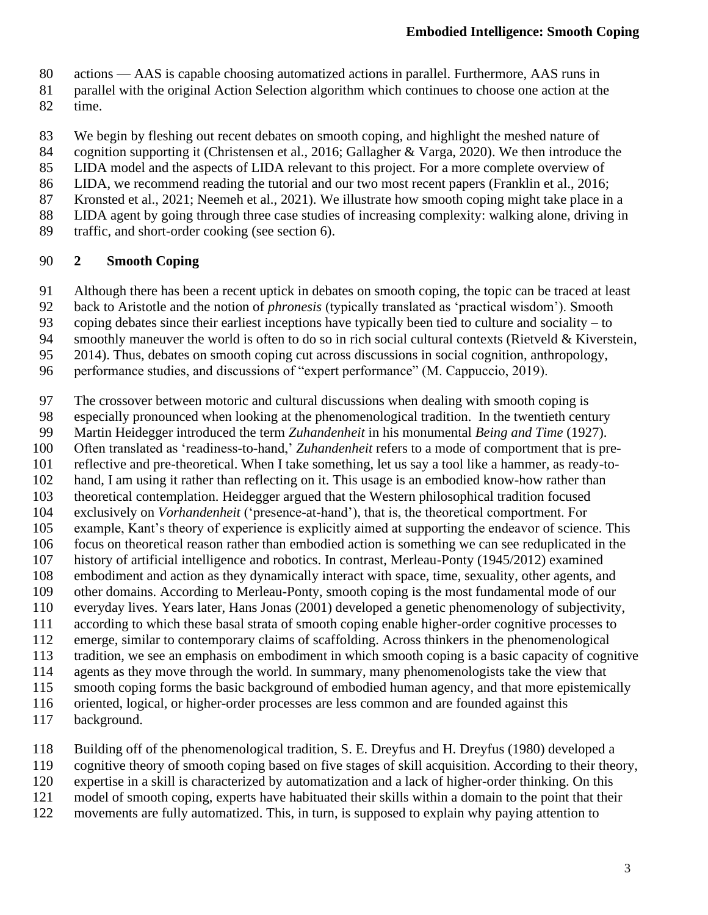actions — AAS is capable choosing automatized actions in parallel. Furthermore, AAS runs in parallel with the original Action Selection algorithm which continues to choose one action at the time.

We begin by fleshing out recent debates on smooth coping, and highlight the meshed nature of cognition supporting it (Christensen et al., 2016; Gallagher & Varga, 2020). We then introduce the LIDA model and the aspects of LIDA relevant to this project. For a more complete overview of LIDA, we recommend reading the tutorial and our two most recent papers (Franklin et al., 2016; Kronsted et al., 2021; Neemeh et al., 2021). We illustrate how smooth coping might take place in a LIDA agent by going through three case studies of increasing complexity: walking alone, driving in traffic, and short-order cooking (see section 6).

## 2 Smooth Coping

Although there has been a recent uptick in debates on smooth coping, the topic can be traced at least back to Aristotle and the notion of *phronesis* (typically translated as 'practical wisdom'). Smooth coping debates since their earliest inceptions have typically been tied to culture and sociality – to smoothly maneuver the world is often to do so in rich social cultural contexts (Rietveld & Kiverstein, 2014). Thus, debates on smooth coping cut across discussions in social cognition, anthropology, performance studies, and discussions of "expert performance" (M. Cappuccio, 2019).

The crossover between motoric and cultural discussions when dealing with smooth coping is especially pronounced when looking at the phenomenological tradition. In the twentieth century Martin Heidegger introduced the term *Zuhandenheit* in his monumental *Being and Time* (1927). Often translated as 'readiness-to-hand,' *Zuhandenheit* refers to a mode of comportment that is pre-reflective and pre-theoretical. When I take something, let us say a tool like a hammer, as ready-to-hand, I am using it rather than reflecting on it. This usage is an embodied know-how rather than theoretical contemplation. Heidegger argued that the Western philosophical tradition focused exclusively on *Vorhandenheit* ('presence-at-hand'), that is, the theoretical comportment. For example, Kant's theory of experience is explicitly aimed at supporting the endeavor of science. This focus on theoretical reason rather than embodied action is something we can see reduplicated in the history of artificial intelligence and robotics. In contrast, Merleau-Ponty (1945/2012) examined embodiment and action as they dynamically interact with space, time, sexuality, other agents, and other domains. According to Merleau-Ponty, smooth coping is the most fundamental mode of our everyday lives. Years later, Hans Jonas (2001) developed a genetic phenomenology of subjectivity, according to which these basal strata of smooth coping enable higher-order cognitive processes to emerge, similar to contemporary claims of scaffolding. Across thinkers in the phenomenological tradition, we see an emphasis on embodiment in which smooth coping is a basic capacity of cognitive agents as they move through the world. In summary, many phenomenologists take the view that smooth coping forms the basic background of embodied human agency, and that more epistemically oriented, logical, or higher-order processes are less common and are founded against this background.

Building off of the phenomenological tradition, S. E. Dreyfus and H. Dreyfus (1980) developed a cognitive theory of smooth coping based on five stages of skill acquisition. According to their theory, expertise in a skill is characterized by automatization and a lack of higher-order thinking. On this model of smooth coping, experts have habituated their skills within a domain to the point that their movements are fully automatized. This, in turn, is supposed to explain why paying attention to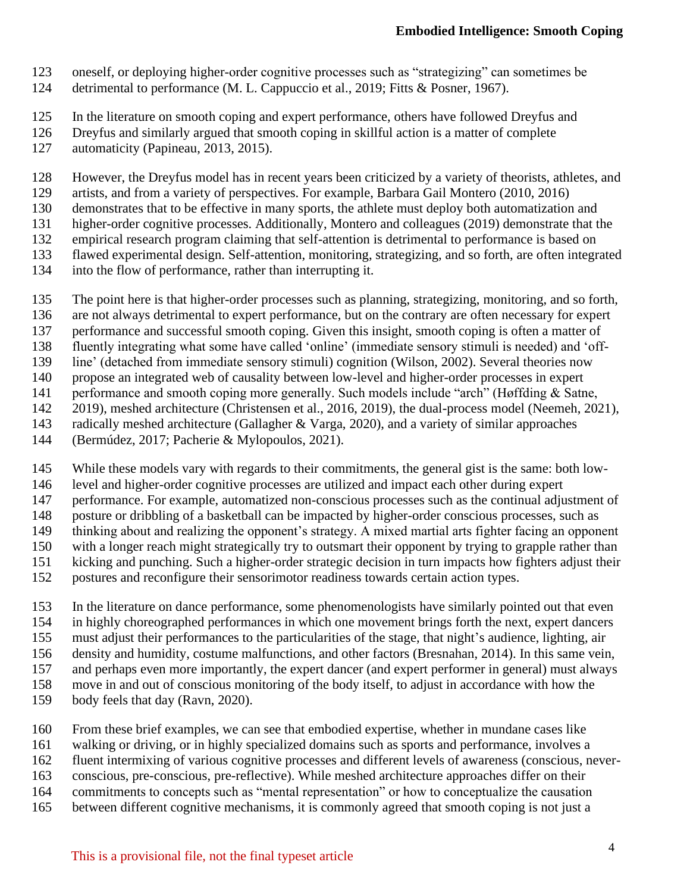oneself, or deploying higher-order cognitive processes such as "strategizing" can sometimes be detrimental to performance (M. L. Cappuccio et al., 2019; Fitts & Posner, 1967).

In the literature on smooth coping and expert performance, others have followed Dreyfus and Dreyfus and similarly argued that smooth coping in skillful action is a matter of complete automaticity (Papineau, 2013, 2015).

However, the Dreyfus model has in recent years been criticized by a variety of theorists, athletes, and artists, and from a variety of perspectives. For example, Barbara Gail Montero (2010, 2016) demonstrates that to be effective in many sports, the athlete must deploy both automatization and higher-order cognitive processes. Additionally, Montero and colleagues (2019) demonstrate that the empirical research program claiming that self-attention is detrimental to performance is based on flawed experimental design. Self-attention, monitoring, strategizing, and so forth, are often integrated into the flow of performance, rather than interrupting it.

The point here is that higher-order processes such as planning, strategizing, monitoring, and so forth, are not always detrimental to expert performance, but on the contrary are often necessary for expert performance and successful smooth coping. Given this insight, smooth coping is often a matter of fluently integrating what some have called 'online' (immediate sensory stimuli is needed) and 'off-line' (detached from immediate sensory stimuli) cognition (Wilson, 2002). Several theories now propose an integrated web of causality between low-level and higher-order processes in expert performance and smooth coping more generally. Such models include "arch" (Høffding & Satne, 2019), meshed architecture (Christensen et al., 2016, 2019), the dual-process model (Neemeh, 2021), radically meshed architecture (Gallagher & Varga, 2020), and a variety of similar approaches (Bermúdez, 2017; Pacherie & Mylopoulos, 2021).

While these models vary with regards to their commitments, the general gist is the same: both low-level and higher-order cognitive processes are utilized and impact each other during expert performance. For example, automatized non-conscious processes such as the continual adjustment of posture or dribbling of a basketball can be impacted by higher-order conscious processes, such as thinking about and realizing the opponent's strategy. A mixed martial arts fighter facing an opponent with a longer reach might strategically try to outsmart their opponent by trying to grapple rather than kicking and punching. Such a higher-order strategic decision in turn impacts how fighters adjust their postures and reconfigure their sensorimotor readiness towards certain action types.

In the literature on dance performance, some phenomenologists have similarly pointed out that even in highly choreographed performances in which one movement brings forth the next, expert dancers must adjust their performances to the particularities of the stage, that night's audience, lighting, air density and humidity, costume malfunctions, and other factors (Bresnahan, 2014). In this same vein, and perhaps even more importantly, the expert dancer (and expert performer in general) must always move in and out of conscious monitoring of the body itself, to adjust in accordance with how the body feels that day (Ravn, 2020).

From these brief examples, we can see that embodied expertise, whether in mundane cases like walking or driving, or in highly specialized domains such as sports and performance, involves a fluent intermixing of various cognitive processes and different levels of awareness (conscious, never-conscious, pre-conscious, pre-reflective). While meshed architecture approaches differ on their commitments to concepts such as "mental representation" or how to conceptualize the causation between different cognitive mechanisms, it is commonly agreed that smooth coping is not just a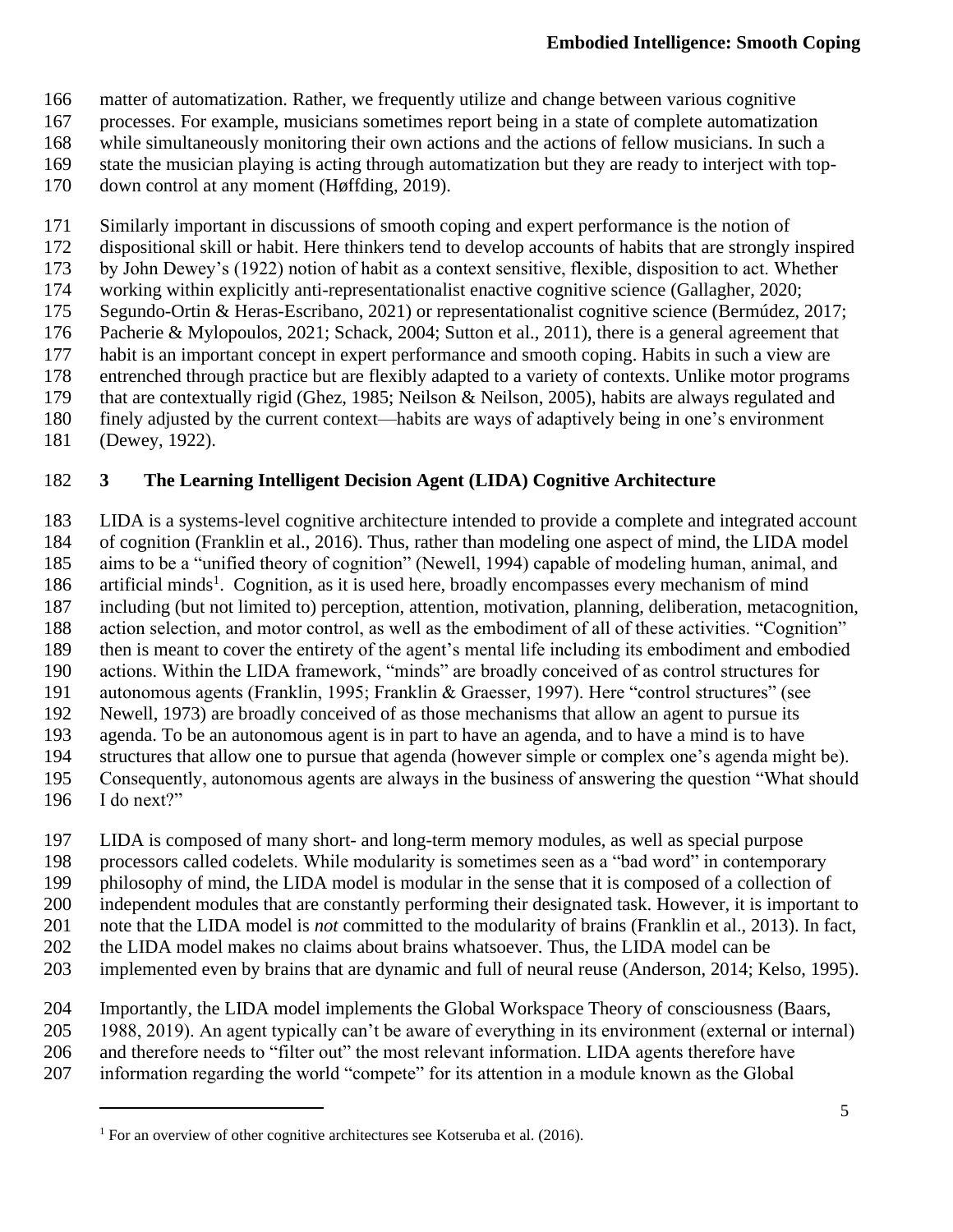matter of automatization. Rather, we frequently utilize and change between various cognitive processes. For example, musicians sometimes report being in a state of complete automatization while simultaneously monitoring their own actions and the actions of fellow musicians. In such a state the musician playing is acting through automatization but they are ready to interject with top-down control at any moment (Høffding, 2019).

Similarly important in discussions of smooth coping and expert performance is the notion of dispositional skill or habit. Here thinkers tend to develop accounts of habits that are strongly inspired by John Dewey's (1922) notion of habit as a context sensitive, flexible, disposition to act. Whether working within explicitly anti-representationalist enactive cognitive science (Gallagher, 2020; Segundo-Ortin & Heras-Escribano, 2021) or representationalist cognitive science (Bermúdez, 2017; Pacherie & Mylopoulos, 2021; Schack, 2004; Sutton et al., 2011), there is a general agreement that habit is an important concept in expert performance and smooth coping. Habits in such a view are entrenched through practice but are flexibly adapted to a variety of contexts. Unlike motor programs that are contextually rigid (Ghez, 1985; Neilson & Neilson, 2005), habits are always regulated and finely adjusted by the current context—habits are ways of adaptively being in one's environment (Dewey, 1922).

## 3 The Learning Intelligent Decision Agent (LIDA) Cognitive Architecture

LIDA is a systems-level cognitive architecture intended to provide a complete and integrated account of cognition (Franklin et al., 2016). Thus, rather than modeling one aspect of mind, the LIDA model aims to be a "unified theory of cognition" (Newell, 1994) capable of modeling human, animal, and artificial minds[1]. Cognition, as it is used here, broadly encompasses every mechanism of mind including (but not limited to) perception, attention, motivation, planning, deliberation, metacognition, action selection, and motor control, as well as the embodiment of all of these activities. "Cognition" then is meant to cover the entirety of the agent's mental life including its embodiment and embodied actions. Within the LIDA framework, "minds" are broadly conceived of as control structures for autonomous agents (Franklin, 1995; Franklin & Graesser, 1997). Here "control structures" (see Newell, 1973) are broadly conceived of as those mechanisms that allow an agent to pursue its agenda. To be an autonomous agent is in part to have an agenda, and to have a mind is to have structures that allow one to pursue that agenda (however simple or complex one's agenda might be). Consequently, autonomous agents are always in the business of answering the question "What should I do next?"

LIDA is composed of many short- and long-term memory modules, as well as special purpose processors called codelets. While modularity is sometimes seen as a "bad word" in contemporary philosophy of mind, the LIDA model is modular in the sense that it is composed of a collection of independent modules that are constantly performing their designated task. However, it is important to note that the LIDA model is *not* committed to the modularity of brains (Franklin et al., 2013). In fact, the LIDA model makes no claims about brains whatsoever. Thus, the LIDA model can be implemented even by brains that are dynamic and full of neural reuse (Anderson, 2014; Kelso, 1995).

Importantly, the LIDA model implements the Global Workspace Theory of consciousness (Baars, 1988, 2019). An agent typically can't be aware of everything in its environment (external or internal) and therefore needs to "filter out" the most relevant information. LIDA agents therefore have information regarding the world "compete" for its attention in a module known as the Global

[1] For an overview of other cognitive architectures see Kotseruba et al. (2016).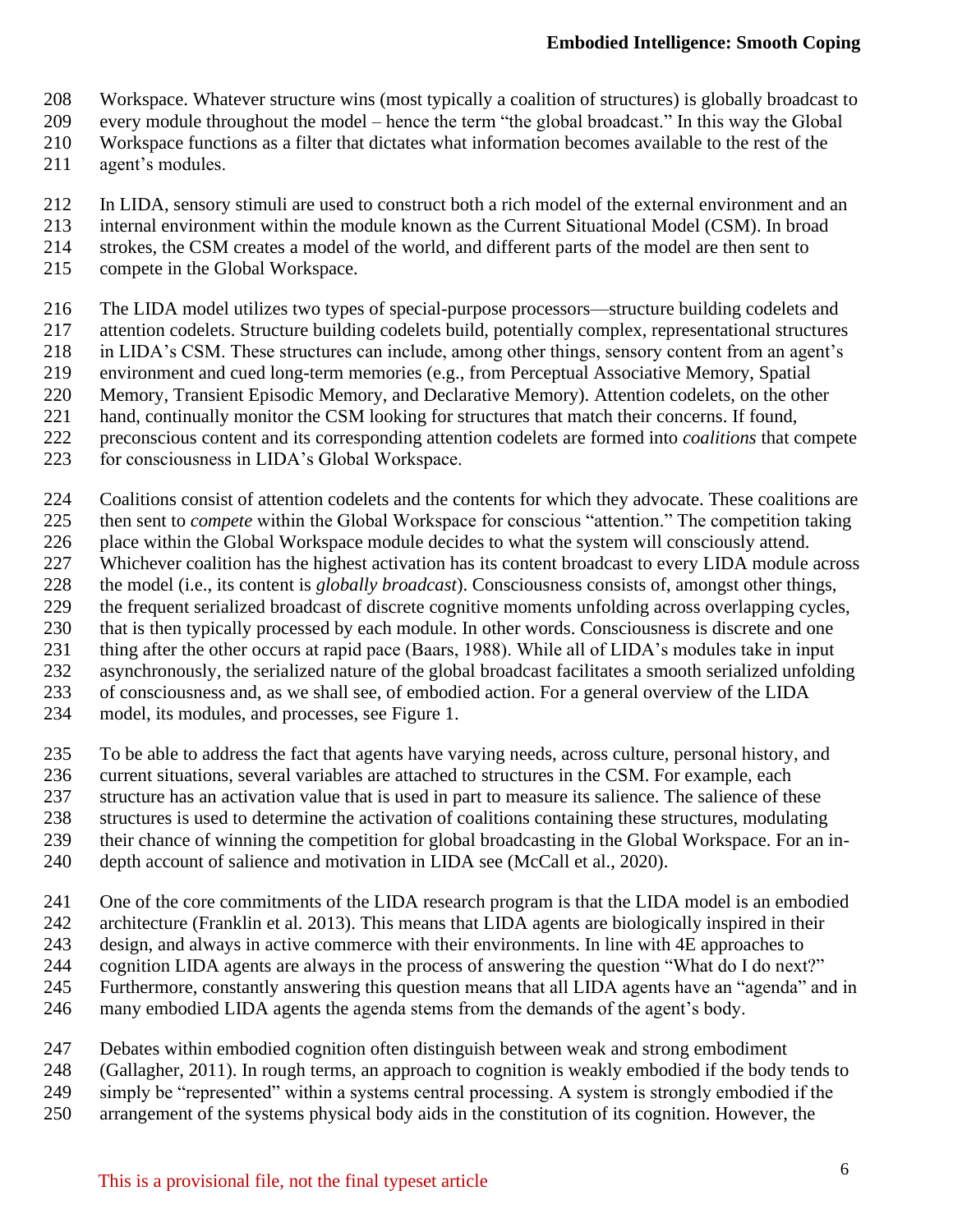Workspace. Whatever structure wins (most typically a coalition of structures) is globally broadcast to every module throughout the model – hence the term "the global broadcast." In this way the Global Workspace functions as a filter that dictates what information becomes available to the rest of the agent's modules.

In LIDA, sensory stimuli are used to construct both a rich model of the external environment and an internal environment within the module known as the Current Situational Model (CSM). In broad strokes, the CSM creates a model of the world, and different parts of the model are then sent to compete in the Global Workspace.

The LIDA model utilizes two types of special-purpose processors—structure building codelets and attention codelets. Structure building codelets build, potentially complex, representational structures in LIDA's CSM. These structures can include, among other things, sensory content from an agent's environment and cued long-term memories (e.g., from Perceptual Associative Memory, Spatial Memory, Transient Episodic Memory, and Declarative Memory). Attention codelets, on the other hand, continually monitor the CSM looking for structures that match their concerns. If found, preconscious content and its corresponding attention codelets are formed into *coalitions* that compete for consciousness in LIDA's Global Workspace.

Coalitions consist of attention codelets and the contents for which they advocate. These coalitions are then sent to *compete* within the Global Workspace for conscious "attention." The competition taking place within the Global Workspace module decides to what the system will consciously attend. Whichever coalition has the highest activation has its content broadcast to every LIDA module across the model (i.e., its content is *globally broadcast*). Consciousness consists of, amongst other things, the frequent serialized broadcast of discrete cognitive moments unfolding across overlapping cycles, that is then typically processed by each module. In other words. Consciousness is discrete and one thing after the other occurs at rapid pace (Baars, 1988). While all of LIDA's modules take in input asynchronously, the serialized nature of the global broadcast facilitates a smooth serialized unfolding of consciousness and, as we shall see, of embodied action. For a general overview of the LIDA model, its modules, and processes, see Figure 1.

To be able to address the fact that agents have varying needs, across culture, personal history, and current situations, several variables are attached to structures in the CSM. For example, each structure has an activation value that is used in part to measure its salience. The salience of these structures is used to determine the activation of coalitions containing these structures, modulating their chance of winning the competition for global broadcasting in the Global Workspace. For an in-depth account of salience and motivation in LIDA see (McCall et al., 2020).

One of the core commitments of the LIDA research program is that the LIDA model is an embodied architecture (Franklin et al. 2013). This means that LIDA agents are biologically inspired in their design, and always in active commerce with their environments. In line with 4E approaches to cognition LIDA agents are always in the process of answering the question "What do I do next?" Furthermore, constantly answering this question means that all LIDA agents have an "agenda" and in many embodied LIDA agents the agenda stems from the demands of the agent's body.

Debates within embodied cognition often distinguish between weak and strong embodiment (Gallagher, 2011). In rough terms, an approach to cognition is weakly embodied if the body tends to simply be "represented" within a systems central processing. A system is strongly embodied if the arrangement of the systems physical body aids in the constitution of its cognition. However, the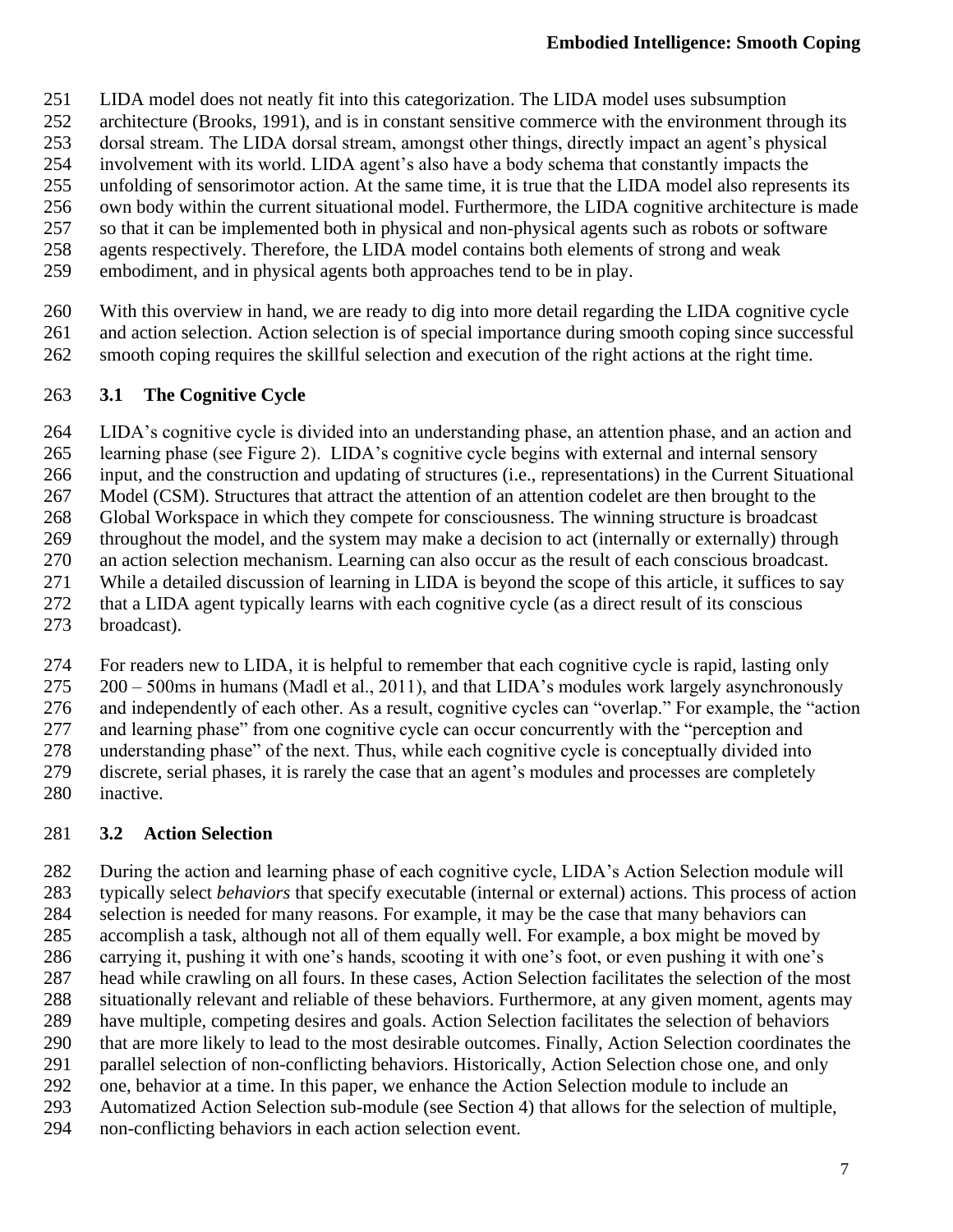LIDA model does not neatly fit into this categorization. The LIDA model uses subsumption architecture (Brooks, 1991), and is in constant sensitive commerce with the environment through its dorsal stream. The LIDA dorsal stream, amongst other things, directly impact an agent's physical involvement with its world. LIDA agent's also have a body schema that constantly impacts the unfolding of sensorimotor action. At the same time, it is true that the LIDA model also represents its own body within the current situational model. Furthermore, the LIDA cognitive architecture is made so that it can be implemented both in physical and non-physical agents such as robots or software agents respectively. Therefore, the LIDA model contains both elements of strong and weak embodiment, and in physical agents both approaches tend to be in play.

With this overview in hand, we are ready to dig into more detail regarding the LIDA cognitive cycle and action selection. Action selection is of special importance during smooth coping since successful smooth coping requires the skillful selection and execution of the right actions at the right time.

## 3.1 The Cognitive Cycle

LIDA's cognitive cycle is divided into an understanding phase, an attention phase, and an action and learning phase (see Figure 2). LIDA's cognitive cycle begins with external and internal sensory input, and the construction and updating of structures (i.e., representations) in the Current Situational Model (CSM). Structures that attract the attention of an attention codelet are then brought to the Global Workspace in which they compete for consciousness. The winning structure is broadcast throughout the model, and the system may make a decision to act (internally or externally) through an action selection mechanism. Learning can also occur as the result of each conscious broadcast. While a detailed discussion of learning in LIDA is beyond the scope of this article, it suffices to say that a LIDA agent typically learns with each cognitive cycle (as a direct result of its conscious broadcast).

For readers new to LIDA, it is helpful to remember that each cognitive cycle is rapid, lasting only 200 – 500ms in humans (Madl et al., 2011), and that LIDA's modules work largely asynchronously and independently of each other. As a result, cognitive cycles can "overlap." For example, the "action and learning phase" from one cognitive cycle can occur concurrently with the "perception and understanding phase" of the next. Thus, while each cognitive cycle is conceptually divided into discrete, serial phases, it is rarely the case that an agent's modules and processes are completely inactive.

## 3.2 Action Selection

During the action and learning phase of each cognitive cycle, LIDA's Action Selection module will typically select *behaviors* that specify executable (internal or external) actions. This process of action selection is needed for many reasons. For example, it may be the case that many behaviors can accomplish a task, although not all of them equally well. For example, a box might be moved by carrying it, pushing it with one's hands, scooting it with one's foot, or even pushing it with one's head while crawling on all fours. In these cases, Action Selection facilitates the selection of the most situationally relevant and reliable of these behaviors. Furthermore, at any given moment, agents may have multiple, competing desires and goals. Action Selection facilitates the selection of behaviors that are more likely to lead to the most desirable outcomes. Finally, Action Selection coordinates the parallel selection of non-conflicting behaviors. Historically, Action Selection chose one, and only one, behavior at a time. In this paper, we enhance the Action Selection module to include an Automatized Action Selection sub-module (see Section 4) that allows for the selection of multiple, non-conflicting behaviors in each action selection event.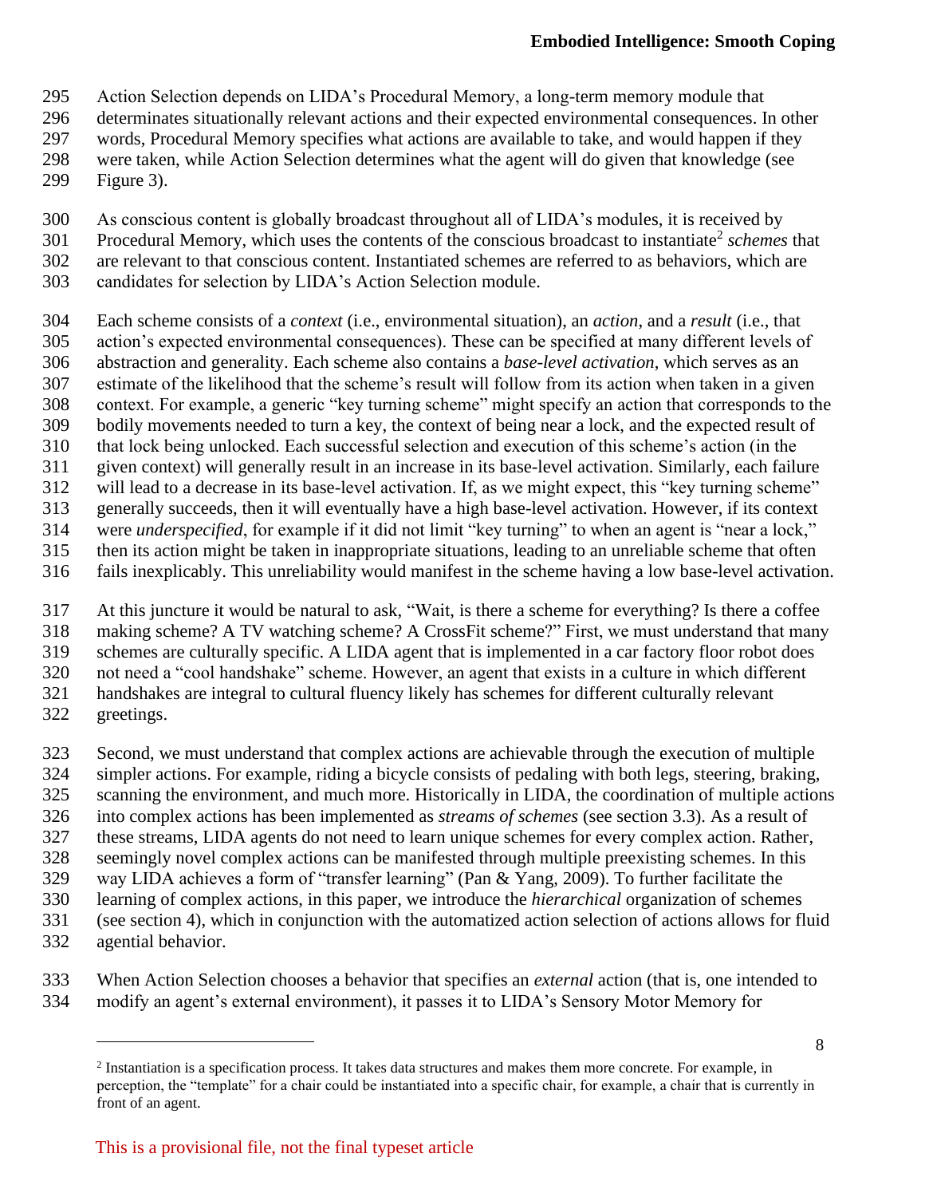Action Selection depends on LIDA's Procedural Memory, a long-term memory module that determinates situationally relevant actions and their expected environmental consequences. In other words, Procedural Memory specifies what actions are available to take, and would happen if they were taken, while Action Selection determines what the agent will do given that knowledge (see Figure 3).

As conscious content is globally broadcast throughout all of LIDA's modules, it is received by Procedural Memory, which uses the contents of the conscious broadcast to instantiate[2] *schemes* that are relevant to that conscious content. Instantiated schemes are referred to as behaviors, which are candidates for selection by LIDA's Action Selection module.

Each scheme consists of a *context* (i.e., environmental situation), an *action*, and a *result* (i.e., that action's expected environmental consequences). These can be specified at many different levels of abstraction and generality. Each scheme also contains a *base-level activation*, which serves as an estimate of the likelihood that the scheme's result will follow from its action when taken in a given context. For example, a generic "key turning scheme" might specify an action that corresponds to the bodily movements needed to turn a key, the context of being near a lock, and the expected result of that lock being unlocked. Each successful selection and execution of this scheme's action (in the given context) will generally result in an increase in its base-level activation. Similarly, each failure will lead to a decrease in its base-level activation. If, as we might expect, this "key turning scheme" generally succeeds, then it will eventually have a high base-level activation. However, if its context were *underspecified*, for example if it did not limit "key turning" to when an agent is "near a lock," then its action might be taken in inappropriate situations, leading to an unreliable scheme that often fails inexplicably. This unreliability would manifest in the scheme having a low base-level activation.

At this juncture it would be natural to ask, "Wait, is there a scheme for everything? Is there a coffee making scheme? A TV watching scheme? A CrossFit scheme?" First, we must understand that many schemes are culturally specific. A LIDA agent that is implemented in a car factory floor robot does not need a "cool handshake" scheme. However, an agent that exists in a culture in which different handshakes are integral to cultural fluency likely has schemes for different culturally relevant greetings.

Second, we must understand that complex actions are achievable through the execution of multiple simpler actions. For example, riding a bicycle consists of pedaling with both legs, steering, braking, scanning the environment, and much more. Historically in LIDA, the coordination of multiple actions into complex actions has been implemented as *streams of schemes* (see section 3.3). As a result of these streams, LIDA agents do not need to learn unique schemes for every complex action. Rather, seemingly novel complex actions can be manifested through multiple preexisting schemes. In this way LIDA achieves a form of "transfer learning" (Pan & Yang, 2009). To further facilitate the learning of complex actions, in this paper, we introduce the *hierarchical* organization of schemes (see section 4), which in conjunction with the automatized action selection of actions allows for fluid agential behavior.

When Action Selection chooses a behavior that specifies an *external* action (that is, one intended to modify an agent's external environment), it passes it to LIDA's Sensory Motor Memory for

---

[2] Instantiation is a specification process. It takes data structures and makes them more concrete. For example, in perception, the "template" for a chair could be instantiated into a specific chair, for example, a chair that is currently in front of an agent.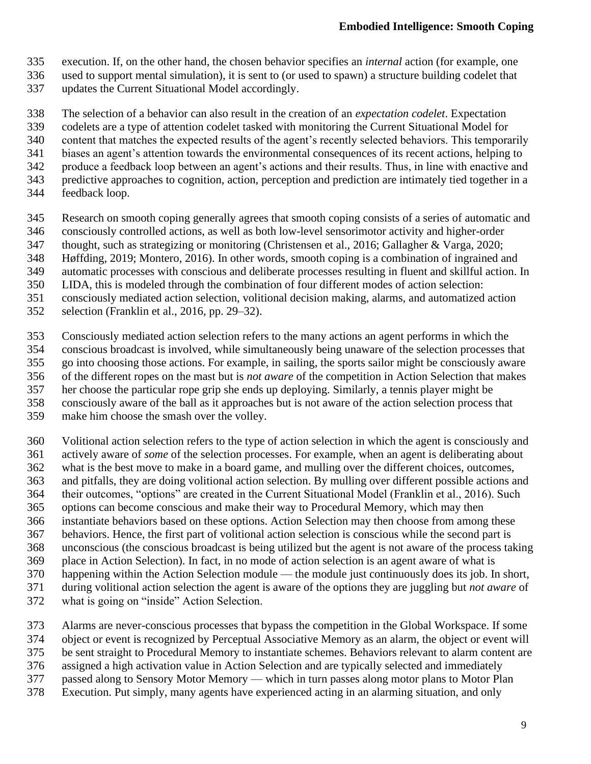execution. If, on the other hand, the chosen behavior specifies an *internal* action (for example, one used to support mental simulation), it is sent to (or used to spawn) a structure building codelet that updates the Current Situational Model accordingly.

The selection of a behavior can also result in the creation of an *expectation codelet*. Expectation codelets are a type of attention codelet tasked with monitoring the Current Situational Model for content that matches the expected results of the agent's recently selected behaviors. This temporarily biases an agent's attention towards the environmental consequences of its recent actions, helping to produce a feedback loop between an agent's actions and their results. Thus, in line with enactive and predictive approaches to cognition, action, perception and prediction are intimately tied together in a feedback loop.

Research on smooth coping generally agrees that smooth coping consists of a series of automatic and consciously controlled actions, as well as both low-level sensorimotor activity and higher-order thought, such as strategizing or monitoring (Christensen et al., 2016; Gallagher & Varga, 2020; Høffding, 2019; Montero, 2016). In other words, smooth coping is a combination of ingrained and automatic processes with conscious and deliberate processes resulting in fluent and skillful action. In LIDA, this is modeled through the combination of four different modes of action selection: consciously mediated action selection, volitional decision making, alarms, and automatized action selection (Franklin et al., 2016, pp. 29–32).

Consciously mediated action selection refers to the many actions an agent performs in which the conscious broadcast is involved, while simultaneously being unaware of the selection processes that go into choosing those actions. For example, in sailing, the sports sailor might be consciously aware of the different ropes on the mast but is *not aware* of the competition in Action Selection that makes her choose the particular rope grip she ends up deploying. Similarly, a tennis player might be consciously aware of the ball as it approaches but is not aware of the action selection process that make him choose the smash over the volley.

Volitional action selection refers to the type of action selection in which the agent is consciously and actively aware of *some* of the selection processes. For example, when an agent is deliberating about what is the best move to make in a board game, and mulling over the different choices, outcomes, and pitfalls, they are doing volitional action selection. By mulling over different possible actions and their outcomes, "options" are created in the Current Situational Model (Franklin et al., 2016). Such options can become conscious and make their way to Procedural Memory, which may then instantiate behaviors based on these options. Action Selection may then choose from among these behaviors. Hence, the first part of volitional action selection is conscious while the second part is unconscious (the conscious broadcast is being utilized but the agent is not aware of the process taking place in Action Selection). In fact, in no mode of action selection is an agent aware of what is happening within the Action Selection module — the module just continuously does its job. In short, during volitional action selection the agent is aware of the options they are juggling but *not aware* of what is going on "inside" Action Selection.

Alarms are never-conscious processes that bypass the competition in the Global Workspace. If some object or event is recognized by Perceptual Associative Memory as an alarm, the object or event will be sent straight to Procedural Memory to instantiate schemes. Behaviors relevant to alarm content are assigned a high activation value in Action Selection and are typically selected and immediately passed along to Sensory Motor Memory — which in turn passes along motor plans to Motor Plan Execution. Put simply, many agents have experienced acting in an alarming situation, and only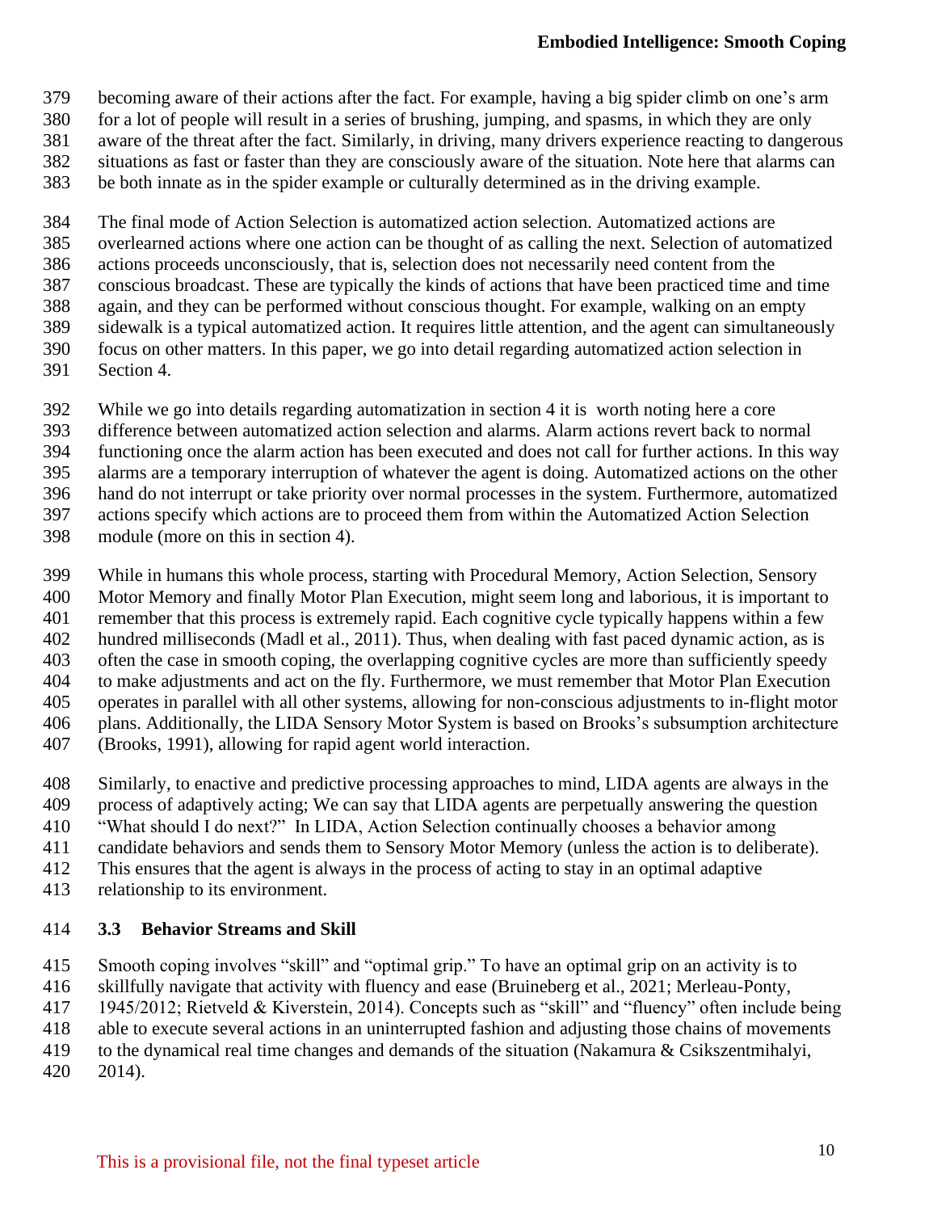becoming aware of their actions after the fact. For example, having a big spider climb on one's arm for a lot of people will result in a series of brushing, jumping, and spasms, in which they are only aware of the threat after the fact. Similarly, in driving, many drivers experience reacting to dangerous situations as fast or faster than they are consciously aware of the situation. Note here that alarms can be both innate as in the spider example or culturally determined as in the driving example.

The final mode of Action Selection is automatized action selection. Automatized actions are overlearned actions where one action can be thought of as calling the next. Selection of automatized actions proceeds unconsciously, that is, selection does not necessarily need content from the conscious broadcast. These are typically the kinds of actions that have been practiced time and time again, and they can be performed without conscious thought. For example, walking on an empty sidewalk is a typical automatized action. It requires little attention, and the agent can simultaneously focus on other matters. In this paper, we go into detail regarding automatized action selection in Section 4.

While we go into details regarding automatization in section 4 it is worth noting here a core difference between automatized action selection and alarms. Alarm actions revert back to normal functioning once the alarm action has been executed and does not call for further actions. In this way alarms are a temporary interruption of whatever the agent is doing. Automatized actions on the other hand do not interrupt or take priority over normal processes in the system. Furthermore, automatized actions specify which actions are to proceed them from within the Automatized Action Selection module (more on this in section 4).

While in humans this whole process, starting with Procedural Memory, Action Selection, Sensory Motor Memory and finally Motor Plan Execution, might seem long and laborious, it is important to remember that this process is extremely rapid. Each cognitive cycle typically happens within a few hundred milliseconds (Madl et al., 2011). Thus, when dealing with fast paced dynamic action, as is often the case in smooth coping, the overlapping cognitive cycles are more than sufficiently speedy to make adjustments and act on the fly. Furthermore, we must remember that Motor Plan Execution operates in parallel with all other systems, allowing for non-conscious adjustments to in-flight motor plans. Additionally, the LIDA Sensory Motor System is based on Brooks's subsumption architecture (Brooks, 1991), allowing for rapid agent world interaction.

Similarly, to enactive and predictive processing approaches to mind, LIDA agents are always in the process of adaptively acting; We can say that LIDA agents are perpetually answering the question "What should I do next?" In LIDA, Action Selection continually chooses a behavior among candidate behaviors and sends them to Sensory Motor Memory (unless the action is to deliberate). This ensures that the agent is always in the process of acting to stay in an optimal adaptive relationship to its environment.

### 3.3 Behavior Streams and Skill

Smooth coping involves "skill" and "optimal grip." To have an optimal grip on an activity is to skillfully navigate that activity with fluency and ease (Bruineberg et al., 2021; Merleau-Ponty, 1945/2012; Rietveld & Kiverstein, 2014). Concepts such as "skill" and "fluency" often include being able to execute several actions in an uninterrupted fashion and adjusting those chains of movements to the dynamical real time changes and demands of the situation (Nakamura & Csikszentmihalyi, 2014).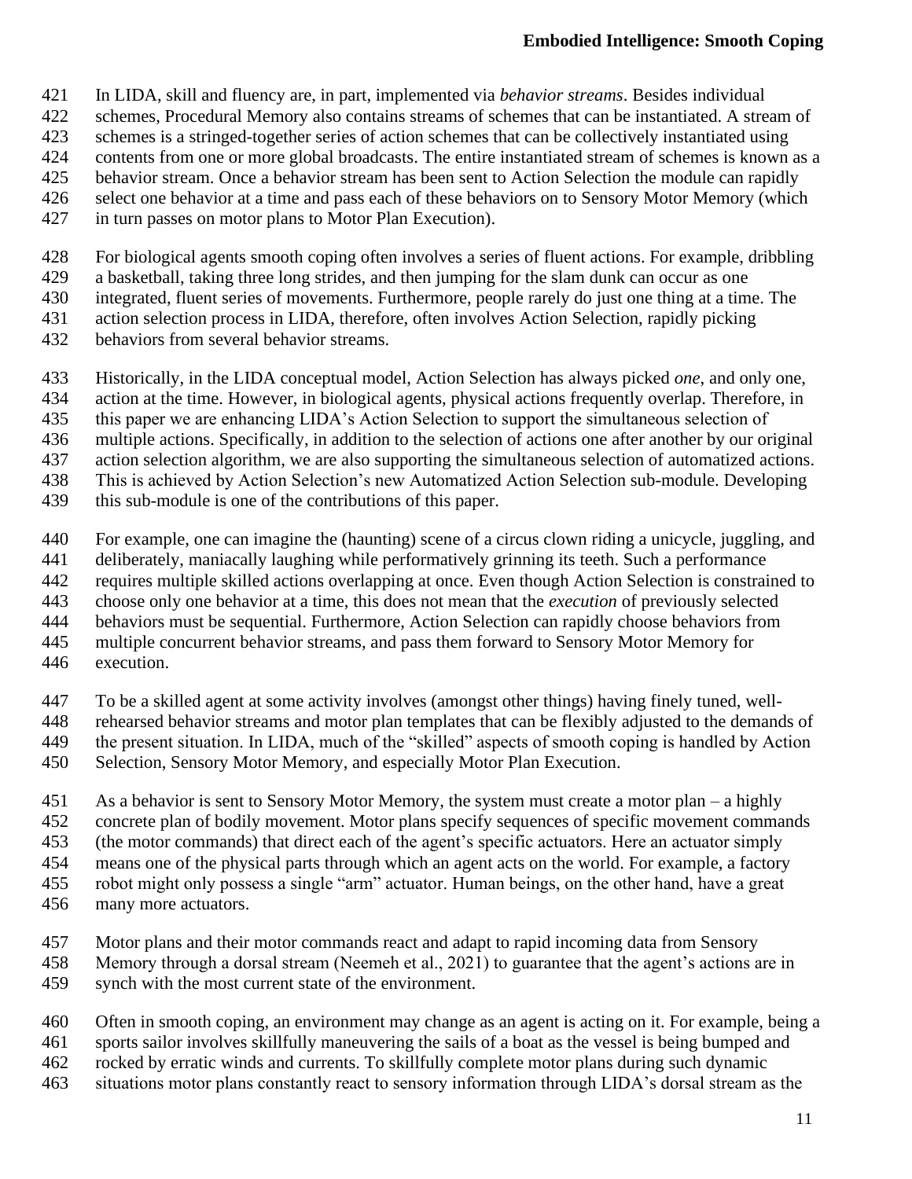In LIDA, skill and fluency are, in part, implemented via *behavior streams*. Besides individual schemes, Procedural Memory also contains streams of schemes that can be instantiated. A stream of schemes is a stringed-together series of action schemes that can be collectively instantiated using contents from one or more global broadcasts. The entire instantiated stream of schemes is known as a behavior stream. Once a behavior stream has been sent to Action Selection the module can rapidly select one behavior at a time and pass each of these behaviors on to Sensory Motor Memory (which in turn passes on motor plans to Motor Plan Execution).

For biological agents smooth coping often involves a series of fluent actions. For example, dribbling a basketball, taking three long strides, and then jumping for the slam dunk can occur as one integrated, fluent series of movements. Furthermore, people rarely do just one thing at a time. The action selection process in LIDA, therefore, often involves Action Selection, rapidly picking behaviors from several behavior streams.

Historically, in the LIDA conceptual model, Action Selection has always picked *one*, and only one, action at the time. However, in biological agents, physical actions frequently overlap. Therefore, in this paper we are enhancing LIDA's Action Selection to support the simultaneous selection of multiple actions. Specifically, in addition to the selection of actions one after another by our original action selection algorithm, we are also supporting the simultaneous selection of automatized actions. This is achieved by Action Selection's new Automatized Action Selection sub-module. Developing this sub-module is one of the contributions of this paper.

For example, one can imagine the (haunting) scene of a circus clown riding a unicycle, juggling, and deliberately, maniacally laughing while performatively grinning its teeth. Such a performance requires multiple skilled actions overlapping at once. Even though Action Selection is constrained to choose only one behavior at a time, this does not mean that the *execution* of previously selected behaviors must be sequential. Furthermore, Action Selection can rapidly choose behaviors from multiple concurrent behavior streams, and pass them forward to Sensory Motor Memory for execution.

To be a skilled agent at some activity involves (amongst other things) having finely tuned, well-rehearsed behavior streams and motor plan templates that can be flexibly adjusted to the demands of the present situation. In LIDA, much of the "skilled" aspects of smooth coping is handled by Action Selection, Sensory Motor Memory, and especially Motor Plan Execution.

As a behavior is sent to Sensory Motor Memory, the system must create a motor plan – a highly concrete plan of bodily movement. Motor plans specify sequences of specific movement commands (the motor commands) that direct each of the agent's specific actuators. Here an actuator simply means one of the physical parts through which an agent acts on the world. For example, a factory robot might only possess a single "arm" actuator. Human beings, on the other hand, have a great many more actuators.

Motor plans and their motor commands react and adapt to rapid incoming data from Sensory Memory through a dorsal stream (Neemeh et al., 2021) to guarantee that the agent's actions are in synch with the most current state of the environment.

Often in smooth coping, an environment may change as an agent is acting on it. For example, being a sports sailor involves skillfully maneuvering the sails of a boat as the vessel is being bumped and rocked by erratic winds and currents. To skillfully complete motor plans during such dynamic situations motor plans constantly react to sensory information through LIDA's dorsal stream as the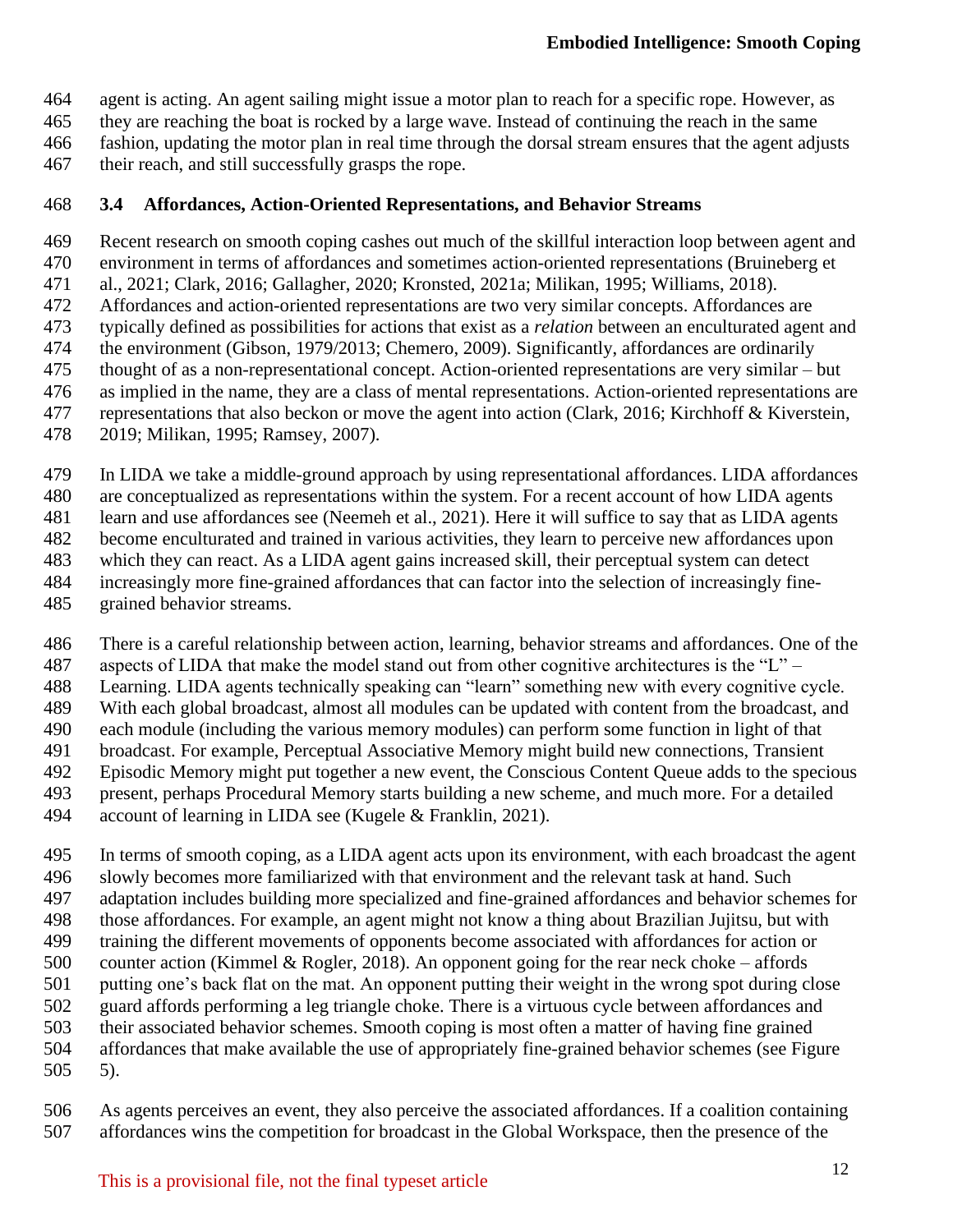agent is acting. An agent sailing might issue a motor plan to reach for a specific rope. However, as they are reaching the boat is rocked by a large wave. Instead of continuing the reach in the same fashion, updating the motor plan in real time through the dorsal stream ensures that the agent adjusts their reach, and still successfully grasps the rope.

### 3.4 Affordances, Action-Oriented Representations, and Behavior Streams

Recent research on smooth coping cashes out much of the skillful interaction loop between agent and environment in terms of affordances and sometimes action-oriented representations (Bruineberg et al., 2021; Clark, 2016; Gallagher, 2020; Kronsted, 2021a; Milikan, 1995; Williams, 2018). Affordances and action-oriented representations are two very similar concepts. Affordances are typically defined as possibilities for actions that exist as a *relation* between an enculturated agent and the environment (Gibson, 1979/2013; Chemero, 2009). Significantly, affordances are ordinarily thought of as a non-representational concept. Action-oriented representations are very similar – but as implied in the name, they are a class of mental representations. Action-oriented representations are representations that also beckon or move the agent into action (Clark, 2016; Kirchhoff & Kiverstein, 2019; Milikan, 1995; Ramsey, 2007).

In LIDA we take a middle-ground approach by using representational affordances. LIDA affordances are conceptualized as representations within the system. For a recent account of how LIDA agents learn and use affordances see (Neemeh et al., 2021). Here it will suffice to say that as LIDA agents become enculturated and trained in various activities, they learn to perceive new affordances upon which they can react. As a LIDA agent gains increased skill, their perceptual system can detect increasingly more fine-grained affordances that can factor into the selection of increasingly fine-grained behavior streams.

There is a careful relationship between action, learning, behavior streams and affordances. One of the aspects of LIDA that make the model stand out from other cognitive architectures is the "L" – Learning. LIDA agents technically speaking can "learn" something new with every cognitive cycle. With each global broadcast, almost all modules can be updated with content from the broadcast, and each module (including the various memory modules) can perform some function in light of that broadcast. For example, Perceptual Associative Memory might build new connections, Transient Episodic Memory might put together a new event, the Conscious Content Queue adds to the specious present, perhaps Procedural Memory starts building a new scheme, and much more. For a detailed account of learning in LIDA see (Kugele & Franklin, 2021).

In terms of smooth coping, as a LIDA agent acts upon its environment, with each broadcast the agent slowly becomes more familiarized with that environment and the relevant task at hand. Such adaptation includes building more specialized and fine-grained affordances and behavior schemes for those affordances. For example, an agent might not know a thing about Brazilian Jujitsu, but with training the different movements of opponents become associated with affordances for action or counter action (Kimmel & Rogler, 2018). An opponent going for the rear neck choke – affords putting one's back flat on the mat. An opponent putting their weight in the wrong spot during close guard affords performing a leg triangle choke. There is a virtuous cycle between affordances and their associated behavior schemes. Smooth coping is most often a matter of having fine grained affordances that make available the use of appropriately fine-grained behavior schemes (see Figure 5).

As agents perceives an event, they also perceive the associated affordances. If a coalition containing affordances wins the competition for broadcast in the Global Workspace, then the presence of the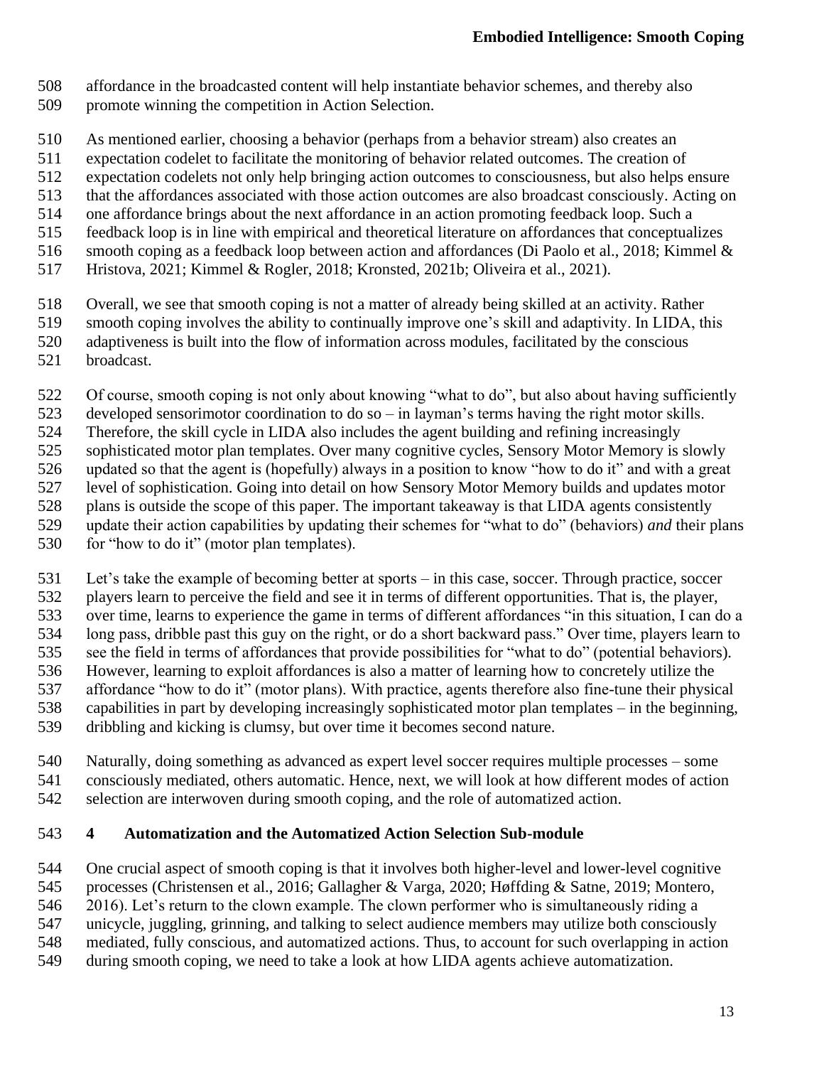affordance in the broadcasted content will help instantiate behavior schemes, and thereby also promote winning the competition in Action Selection.

As mentioned earlier, choosing a behavior (perhaps from a behavior stream) also creates an expectation codelet to facilitate the monitoring of behavior related outcomes. The creation of expectation codelets not only help bringing action outcomes to consciousness, but also helps ensure that the affordances associated with those action outcomes are also broadcast consciously. Acting on one affordance brings about the next affordance in an action promoting feedback loop. Such a feedback loop is in line with empirical and theoretical literature on affordances that conceptualizes smooth coping as a feedback loop between action and affordances (Di Paolo et al., 2018; Kimmel & Hristova, 2021; Kimmel & Rogler, 2018; Kronsted, 2021b; Oliveira et al., 2021).

Overall, we see that smooth coping is not a matter of already being skilled at an activity. Rather smooth coping involves the ability to continually improve one's skill and adaptivity. In LIDA, this adaptiveness is built into the flow of information across modules, facilitated by the conscious broadcast.

Of course, smooth coping is not only about knowing "what to do", but also about having sufficiently developed sensorimotor coordination to do so – in layman's terms having the right motor skills. Therefore, the skill cycle in LIDA also includes the agent building and refining increasingly sophisticated motor plan templates. Over many cognitive cycles, Sensory Motor Memory is slowly updated so that the agent is (hopefully) always in a position to know "how to do it" and with a great level of sophistication. Going into detail on how Sensory Motor Memory builds and updates motor plans is outside the scope of this paper. The important takeaway is that LIDA agents consistently update their action capabilities by updating their schemes for "what to do" (behaviors) *and* their plans for "how to do it" (motor plan templates).

Let's take the example of becoming better at sports – in this case, soccer. Through practice, soccer players learn to perceive the field and see it in terms of different opportunities. That is, the player, over time, learns to experience the game in terms of different affordances "in this situation, I can do a long pass, dribble past this guy on the right, or do a short backward pass." Over time, players learn to see the field in terms of affordances that provide possibilities for "what to do" (potential behaviors). However, learning to exploit affordances is also a matter of learning how to concretely utilize the affordance "how to do it" (motor plans). With practice, agents therefore also fine-tune their physical capabilities in part by developing increasingly sophisticated motor plan templates – in the beginning, dribbling and kicking is clumsy, but over time it becomes second nature.

Naturally, doing something as advanced as expert level soccer requires multiple processes – some consciously mediated, others automatic. Hence, next, we will look at how different modes of action selection are interwoven during smooth coping, and the role of automatized action.

## 4 Automatization and the Automatized Action Selection Sub-module

One crucial aspect of smooth coping is that it involves both higher-level and lower-level cognitive processes (Christensen et al., 2016; Gallagher & Varga, 2020; Høffding & Satne, 2019; Montero, 2016). Let's return to the clown example. The clown performer who is simultaneously riding a unicycle, juggling, grinning, and talking to select audience members may utilize both consciously mediated, fully conscious, and automatized actions. Thus, to account for such overlapping in action during smooth coping, we need to take a look at how LIDA agents achieve automatization.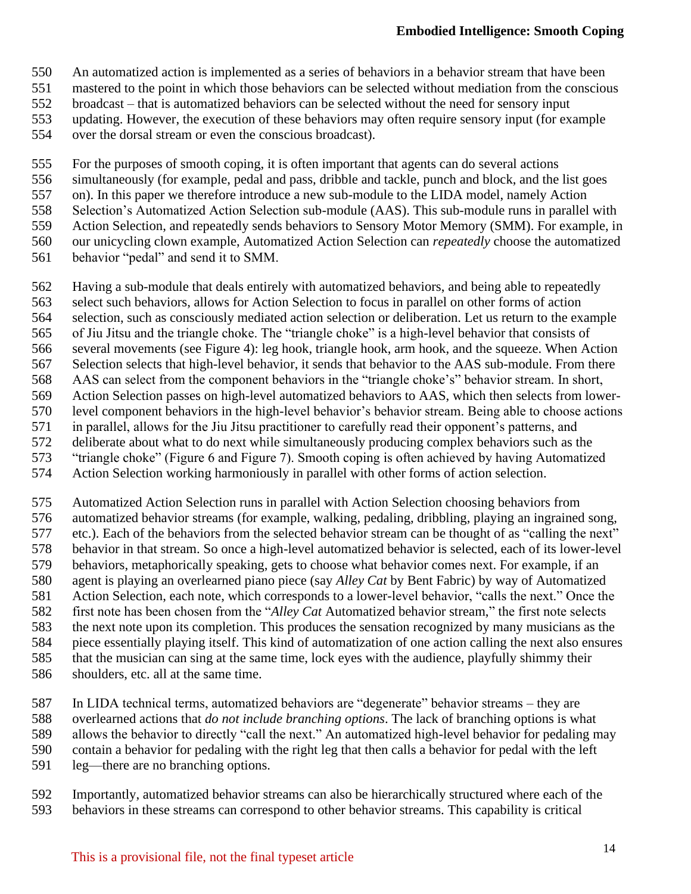An automatized action is implemented as a series of behaviors in a behavior stream that have been mastered to the point in which those behaviors can be selected without mediation from the conscious broadcast – that is automatized behaviors can be selected without the need for sensory input updating. However, the execution of these behaviors may often require sensory input (for example over the dorsal stream or even the conscious broadcast).

For the purposes of smooth coping, it is often important that agents can do several actions simultaneously (for example, pedal and pass, dribble and tackle, punch and block, and the list goes on). In this paper we therefore introduce a new sub-module to the LIDA model, namely Action Selection's Automatized Action Selection sub-module (AAS). This sub-module runs in parallel with Action Selection, and repeatedly sends behaviors to Sensory Motor Memory (SMM). For example, in our unicycling clown example, Automatized Action Selection can *repeatedly* choose the automatized behavior "pedal" and send it to SMM.

Having a sub-module that deals entirely with automatized behaviors, and being able to repeatedly select such behaviors, allows for Action Selection to focus in parallel on other forms of action selection, such as consciously mediated action selection or deliberation. Let us return to the example of Jiu Jitsu and the triangle choke. The "triangle choke" is a high-level behavior that consists of several movements (see Figure 4): leg hook, triangle hook, arm hook, and the squeeze. When Action Selection selects that high-level behavior, it sends that behavior to the AAS sub-module. From there AAS can select from the component behaviors in the "triangle choke's" behavior stream. In short, Action Selection passes on high-level automatized behaviors to AAS, which then selects from lower-level component behaviors in the high-level behavior's behavior stream. Being able to choose actions in parallel, allows for the Jiu Jitsu practitioner to carefully read their opponent's patterns, and deliberate about what to do next while simultaneously producing complex behaviors such as the "triangle choke" (Figure 6 and Figure 7). Smooth coping is often achieved by having Automatized Action Selection working harmoniously in parallel with other forms of action selection.

Automatized Action Selection runs in parallel with Action Selection choosing behaviors from automatized behavior streams (for example, walking, pedaling, dribbling, playing an ingrained song, etc.). Each of the behaviors from the selected behavior stream can be thought of as "calling the next" behavior in that stream. So once a high-level automatized behavior is selected, each of its lower-level behaviors, metaphorically speaking, gets to choose what behavior comes next. For example, if an agent is playing an overlearned piano piece (say *Alley Cat* by Bent Fabric) by way of Automatized Action Selection, each note, which corresponds to a lower-level behavior, "calls the next." Once the first note has been chosen from the "*Alley Cat* Automatized behavior stream," the first note selects the next note upon its completion. This produces the sensation recognized by many musicians as the piece essentially playing itself. This kind of automatization of one action calling the next also ensures that the musician can sing at the same time, lock eyes with the audience, playfully shimmy their shoulders, etc. all at the same time.

In LIDA technical terms, automatized behaviors are "degenerate" behavior streams – they are overlearned actions that *do not include branching options*. The lack of branching options is what allows the behavior to directly "call the next." An automatized high-level behavior for pedaling may contain a behavior for pedaling with the right leg that then calls a behavior for pedal with the left leg—there are no branching options.

Importantly, automatized behavior streams can also be hierarchically structured where each of the behaviors in these streams can correspond to other behavior streams. This capability is critical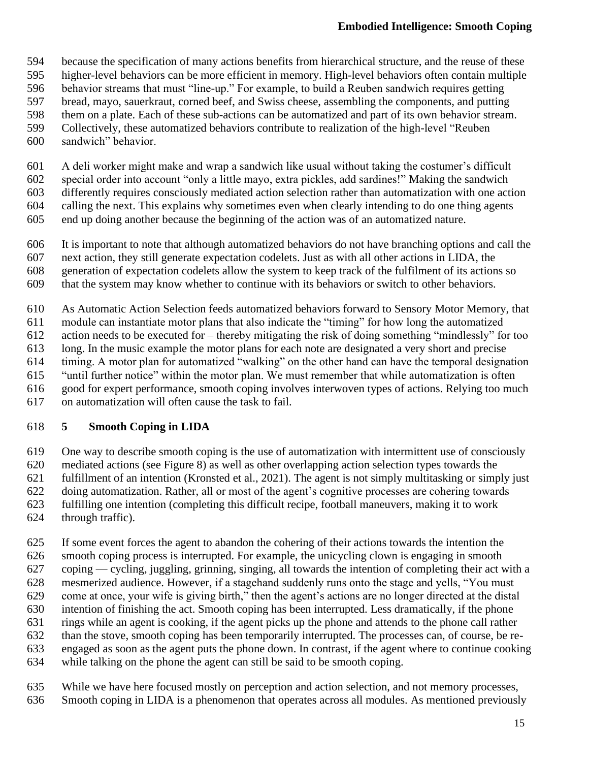because the specification of many actions benefits from hierarchical structure, and the reuse of these higher-level behaviors can be more efficient in memory. High-level behaviors often contain multiple behavior streams that must "line-up." For example, to build a Reuben sandwich requires getting bread, mayo, sauerkraut, corned beef, and Swiss cheese, assembling the components, and putting them on a plate. Each of these sub-actions can be automatized and part of its own behavior stream. Collectively, these automatized behaviors contribute to realization of the high-level "Reuben sandwich" behavior.

A deli worker might make and wrap a sandwich like usual without taking the costumer's difficult special order into account "only a little mayo, extra pickles, add sardines!" Making the sandwich differently requires consciously mediated action selection rather than automatization with one action calling the next. This explains why sometimes even when clearly intending to do one thing agents end up doing another because the beginning of the action was of an automatized nature.

It is important to note that although automatized behaviors do not have branching options and call the next action, they still generate expectation codelets. Just as with all other actions in LIDA, the generation of expectation codelets allow the system to keep track of the fulfilment of its actions so that the system may know whether to continue with its behaviors or switch to other behaviors.

As Automatic Action Selection feeds automatized behaviors forward to Sensory Motor Memory, that module can instantiate motor plans that also indicate the "timing" for how long the automatized action needs to be executed for – thereby mitigating the risk of doing something "mindlessly" for too long. In the music example the motor plans for each note are designated a very short and precise timing. A motor plan for automatized "walking" on the other hand can have the temporal designation "until further notice" within the motor plan. We must remember that while automatization is often good for expert performance, smooth coping involves interwoven types of actions. Relying too much on automatization will often cause the task to fail.

# 5 Smooth Coping in LIDA

One way to describe smooth coping is the use of automatization with intermittent use of consciously mediated actions (see Figure 8) as well as other overlapping action selection types towards the fulfillment of an intention (Kronsted et al., 2021). The agent is not simply multitasking or simply just doing automatization. Rather, all or most of the agent's cognitive processes are cohering towards fulfilling one intention (completing this difficult recipe, football maneuvers, making it to work through traffic).

If some event forces the agent to abandon the cohering of their actions towards the intention the smooth coping process is interrupted. For example, the unicycling clown is engaging in smooth coping — cycling, juggling, grinning, singing, all towards the intention of completing their act with a mesmerized audience. However, if a stagehand suddenly runs onto the stage and yells, "You must come at once, your wife is giving birth," then the agent's actions are no longer directed at the distal intention of finishing the act. Smooth coping has been interrupted. Less dramatically, if the phone rings while an agent is cooking, if the agent picks up the phone and attends to the phone call rather than the stove, smooth coping has been temporarily interrupted. The processes can, of course, be re-engaged as soon as the agent puts the phone down. In contrast, if the agent where to continue cooking while talking on the phone the agent can still be said to be smooth coping.

While we have here focused mostly on perception and action selection, and not memory processes, Smooth coping in LIDA is a phenomenon that operates across all modules. As mentioned previously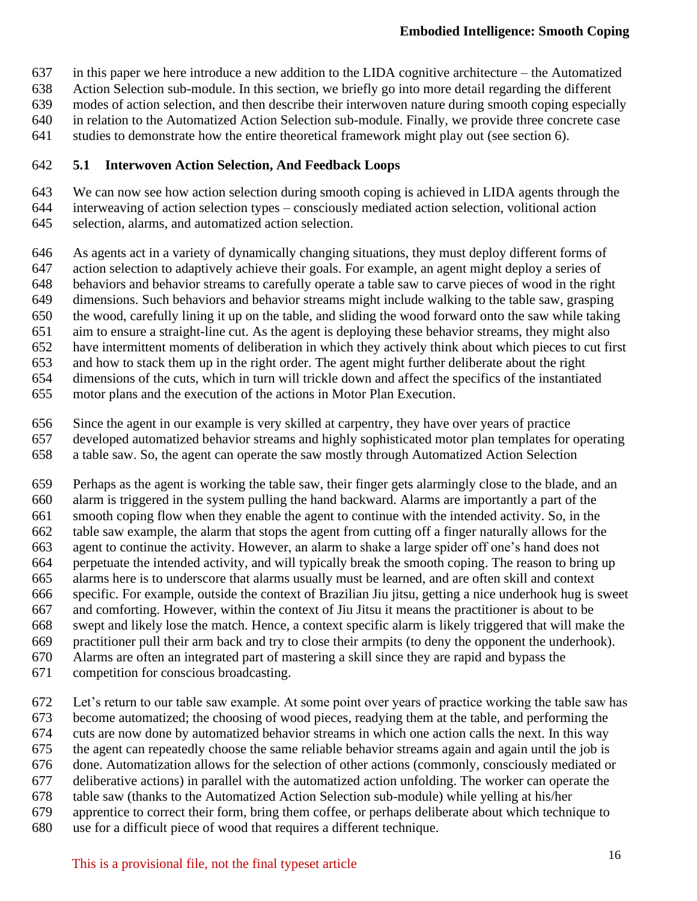in this paper we here introduce a new addition to the LIDA cognitive architecture – the Automatized Action Selection sub-module. In this section, we briefly go into more detail regarding the different modes of action selection, and then describe their interwoven nature during smooth coping especially in relation to the Automatized Action Selection sub-module. Finally, we provide three concrete case studies to demonstrate how the entire theoretical framework might play out (see section 6).

## 5.1 Interwoven Action Selection, And Feedback Loops

We can now see how action selection during smooth coping is achieved in LIDA agents through the interweaving of action selection types – consciously mediated action selection, volitional action selection, alarms, and automatized action selection.

As agents act in a variety of dynamically changing situations, they must deploy different forms of action selection to adaptively achieve their goals. For example, an agent might deploy a series of behaviors and behavior streams to carefully operate a table saw to carve pieces of wood in the right dimensions. Such behaviors and behavior streams might include walking to the table saw, grasping the wood, carefully lining it up on the table, and sliding the wood forward onto the saw while taking aim to ensure a straight-line cut. As the agent is deploying these behavior streams, they might also have intermittent moments of deliberation in which they actively think about which pieces to cut first and how to stack them up in the right order. The agent might further deliberate about the right dimensions of the cuts, which in turn will trickle down and affect the specifics of the instantiated motor plans and the execution of the actions in Motor Plan Execution.

Since the agent in our example is very skilled at carpentry, they have over years of practice developed automatized behavior streams and highly sophisticated motor plan templates for operating a table saw. So, the agent can operate the saw mostly through Automatized Action Selection

Perhaps as the agent is working the table saw, their finger gets alarmingly close to the blade, and an alarm is triggered in the system pulling the hand backward. Alarms are importantly a part of the smooth coping flow when they enable the agent to continue with the intended activity. So, in the table saw example, the alarm that stops the agent from cutting off a finger naturally allows for the agent to continue the activity. However, an alarm to shake a large spider off one's hand does not perpetuate the intended activity, and will typically break the smooth coping. The reason to bring up alarms here is to underscore that alarms usually must be learned, and are often skill and context specific. For example, outside the context of Brazilian Jiu jitsu, getting a nice underhook hug is sweet and comforting. However, within the context of Jiu Jitsu it means the practitioner is about to be swept and likely lose the match. Hence, a context specific alarm is likely triggered that will make the practitioner pull their arm back and try to close their armpits (to deny the opponent the underhook). Alarms are often an integrated part of mastering a skill since they are rapid and bypass the competition for conscious broadcasting.

Let's return to our table saw example. At some point over years of practice working the table saw has become automatized; the choosing of wood pieces, readying them at the table, and performing the cuts are now done by automatized behavior streams in which one action calls the next. In this way the agent can repeatedly choose the same reliable behavior streams again and again until the job is done. Automatization allows for the selection of other actions (commonly, consciously mediated or deliberative actions) in parallel with the automatized action unfolding. The worker can operate the table saw (thanks to the Automatized Action Selection sub-module) while yelling at his/her apprentice to correct their form, bring them coffee, or perhaps deliberate about which technique to use for a difficult piece of wood that requires a different technique.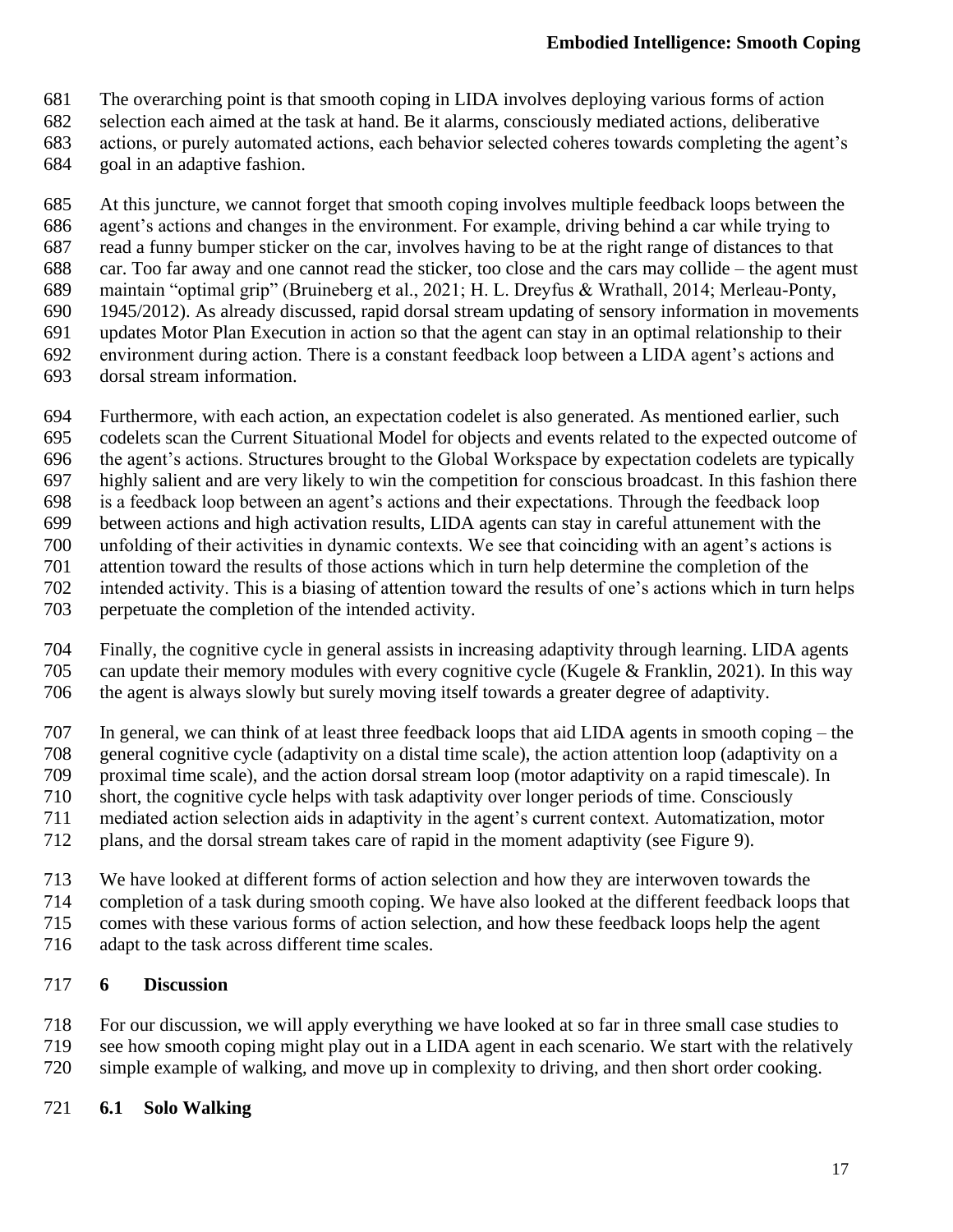The overarching point is that smooth coping in LIDA involves deploying various forms of action selection each aimed at the task at hand. Be it alarms, consciously mediated actions, deliberative actions, or purely automated actions, each behavior selected coheres towards completing the agent's goal in an adaptive fashion.

At this juncture, we cannot forget that smooth coping involves multiple feedback loops between the agent's actions and changes in the environment. For example, driving behind a car while trying to read a funny bumper sticker on the car, involves having to be at the right range of distances to that car. Too far away and one cannot read the sticker, too close and the cars may collide – the agent must maintain "optimal grip" (Bruineberg et al., 2021; H. L. Dreyfus & Wrathall, 2014; Merleau-Ponty, 1945/2012). As already discussed, rapid dorsal stream updating of sensory information in movements updates Motor Plan Execution in action so that the agent can stay in an optimal relationship to their environment during action. There is a constant feedback loop between a LIDA agent's actions and dorsal stream information.

Furthermore, with each action, an expectation codelet is also generated. As mentioned earlier, such codelets scan the Current Situational Model for objects and events related to the expected outcome of the agent's actions. Structures brought to the Global Workspace by expectation codelets are typically highly salient and are very likely to win the competition for conscious broadcast. In this fashion there is a feedback loop between an agent's actions and their expectations. Through the feedback loop between actions and high activation results, LIDA agents can stay in careful attunement with the unfolding of their activities in dynamic contexts. We see that coinciding with an agent's actions is attention toward the results of those actions which in turn help determine the completion of the intended activity. This is a biasing of attention toward the results of one's actions which in turn helps perpetuate the completion of the intended activity.

Finally, the cognitive cycle in general assists in increasing adaptivity through learning. LIDA agents can update their memory modules with every cognitive cycle (Kugele & Franklin, 2021). In this way the agent is always slowly but surely moving itself towards a greater degree of adaptivity.

In general, we can think of at least three feedback loops that aid LIDA agents in smooth coping – the general cognitive cycle (adaptivity on a distal time scale), the action attention loop (adaptivity on a proximal time scale), and the action dorsal stream loop (motor adaptivity on a rapid timescale). In short, the cognitive cycle helps with task adaptivity over longer periods of time. Consciously mediated action selection aids in adaptivity in the agent's current context. Automatization, motor plans, and the dorsal stream takes care of rapid in the moment adaptivity (see Figure 9).

We have looked at different forms of action selection and how they are interwoven towards the completion of a task during smooth coping. We have also looked at the different feedback loops that comes with these various forms of action selection, and how these feedback loops help the agent adapt to the task across different time scales.

## 6 Discussion

For our discussion, we will apply everything we have looked at so far in three small case studies to see how smooth coping might play out in a LIDA agent in each scenario. We start with the relatively simple example of walking, and move up in complexity to driving, and then short order cooking.

### 6.1 Solo Walking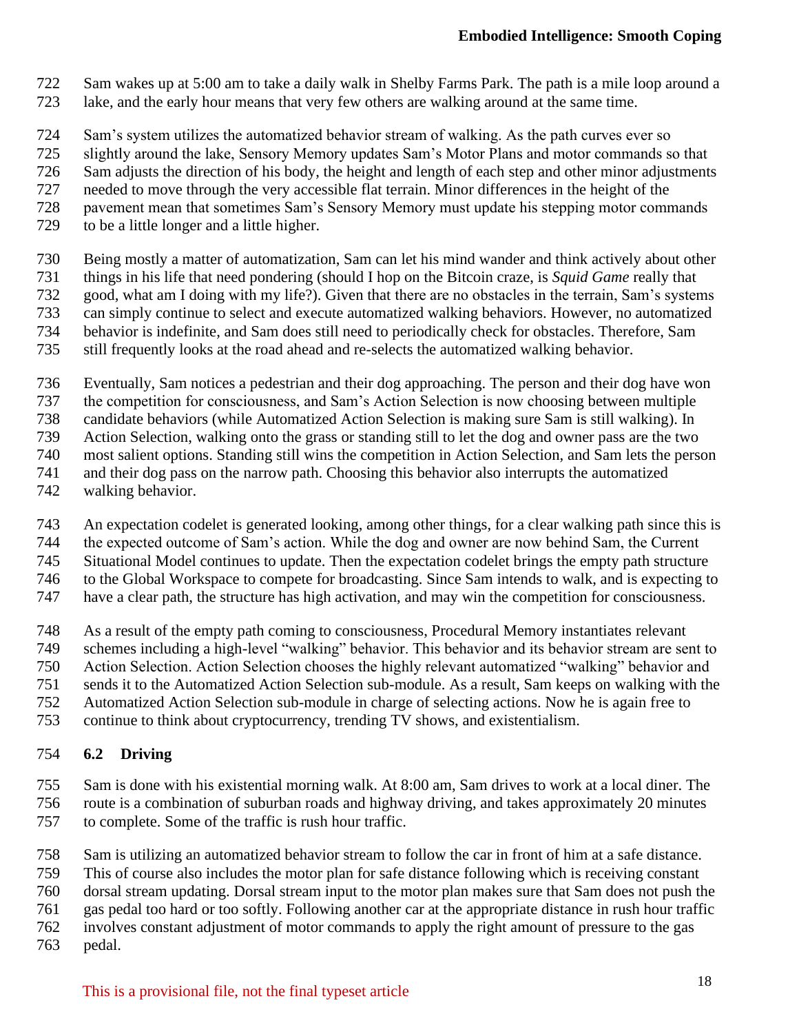Sam wakes up at 5:00 am to take a daily walk in Shelby Farms Park. The path is a mile loop around a lake, and the early hour means that very few others are walking around at the same time.

Sam's system utilizes the automatized behavior stream of walking. As the path curves ever so slightly around the lake, Sensory Memory updates Sam's Motor Plans and motor commands so that Sam adjusts the direction of his body, the height and length of each step and other minor adjustments needed to move through the very accessible flat terrain. Minor differences in the height of the pavement mean that sometimes Sam's Sensory Memory must update his stepping motor commands to be a little longer and a little higher.

Being mostly a matter of automatization, Sam can let his mind wander and think actively about other things in his life that need pondering (should I hop on the Bitcoin craze, is *Squid Game* really that good, what am I doing with my life?). Given that there are no obstacles in the terrain, Sam's systems can simply continue to select and execute automatized walking behaviors. However, no automatized behavior is indefinite, and Sam does still need to periodically check for obstacles. Therefore, Sam still frequently looks at the road ahead and re-selects the automatized walking behavior.

Eventually, Sam notices a pedestrian and their dog approaching. The person and their dog have won the competition for consciousness, and Sam's Action Selection is now choosing between multiple candidate behaviors (while Automatized Action Selection is making sure Sam is still walking). In Action Selection, walking onto the grass or standing still to let the dog and owner pass are the two most salient options. Standing still wins the competition in Action Selection, and Sam lets the person and their dog pass on the narrow path. Choosing this behavior also interrupts the automatized walking behavior.

An expectation codelet is generated looking, among other things, for a clear walking path since this is the expected outcome of Sam's action. While the dog and owner are now behind Sam, the Current Situational Model continues to update. Then the expectation codelet brings the empty path structure to the Global Workspace to compete for broadcasting. Since Sam intends to walk, and is expecting to have a clear path, the structure has high activation, and may win the competition for consciousness.

As a result of the empty path coming to consciousness, Procedural Memory instantiates relevant schemes including a high-level "walking" behavior. This behavior and its behavior stream are sent to Action Selection. Action Selection chooses the highly relevant automatized "walking" behavior and sends it to the Automatized Action Selection sub-module. As a result, Sam keeps on walking with the Automatized Action Selection sub-module in charge of selecting actions. Now he is again free to continue to think about cryptocurrency, trending TV shows, and existentialism.

### 6.2 Driving

Sam is done with his existential morning walk. At 8:00 am, Sam drives to work at a local diner. The route is a combination of suburban roads and highway driving, and takes approximately 20 minutes to complete. Some of the traffic is rush hour traffic.

Sam is utilizing an automatized behavior stream to follow the car in front of him at a safe distance. This of course also includes the motor plan for safe distance following which is receiving constant dorsal stream updating. Dorsal stream input to the motor plan makes sure that Sam does not push the gas pedal too hard or too softly. Following another car at the appropriate distance in rush hour traffic involves constant adjustment of motor commands to apply the right amount of pressure to the gas pedal.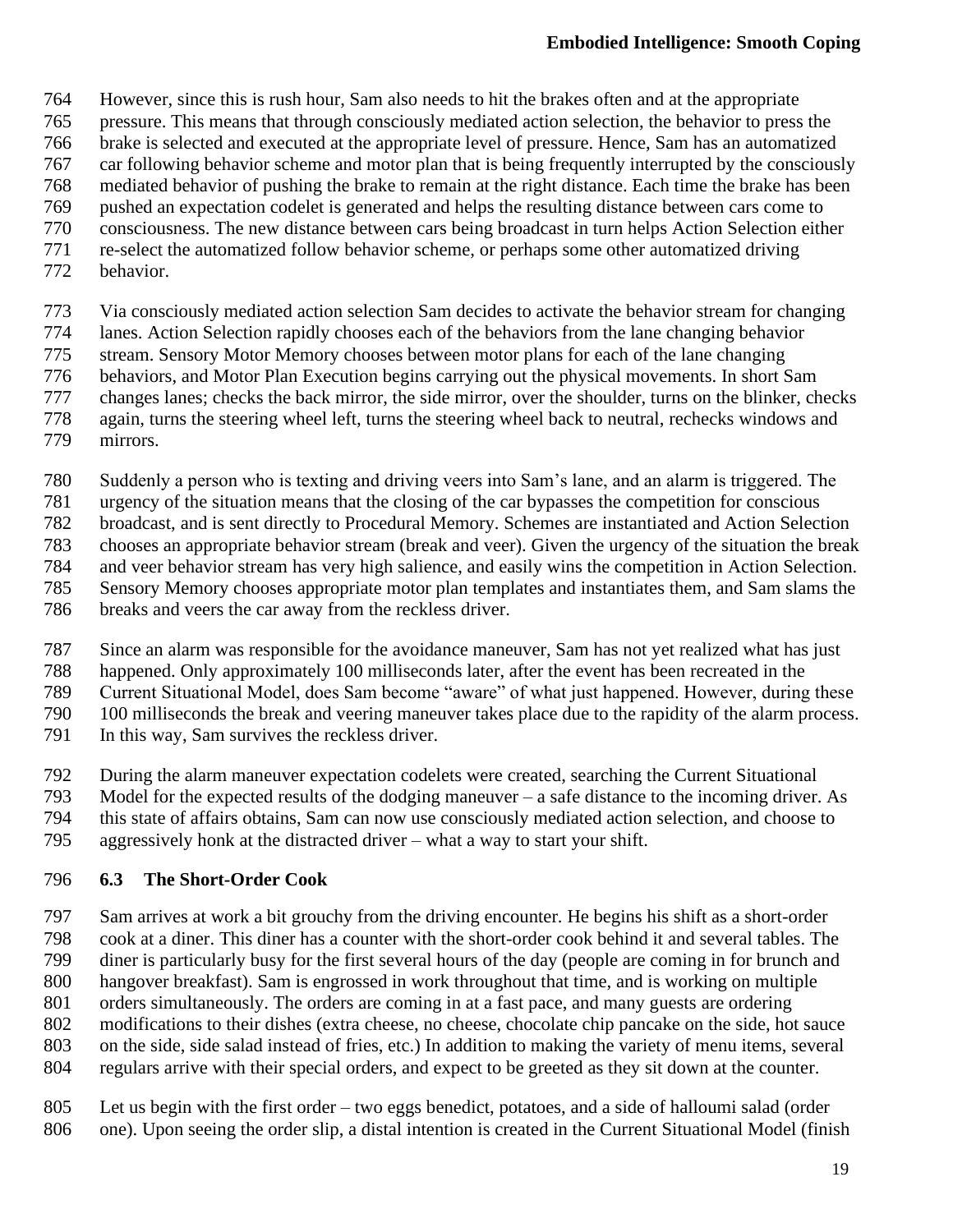However, since this is rush hour, Sam also needs to hit the brakes often and at the appropriate pressure. This means that through consciously mediated action selection, the behavior to press the brake is selected and executed at the appropriate level of pressure. Hence, Sam has an automatized car following behavior scheme and motor plan that is being frequently interrupted by the consciously mediated behavior of pushing the brake to remain at the right distance. Each time the brake has been pushed an expectation codelet is generated and helps the resulting distance between cars come to consciousness. The new distance between cars being broadcast in turn helps Action Selection either re-select the automatized follow behavior scheme, or perhaps some other automatized driving behavior.

Via consciously mediated action selection Sam decides to activate the behavior stream for changing lanes. Action Selection rapidly chooses each of the behaviors from the lane changing behavior stream. Sensory Motor Memory chooses between motor plans for each of the lane changing behaviors, and Motor Plan Execution begins carrying out the physical movements. In short Sam changes lanes; checks the back mirror, the side mirror, over the shoulder, turns on the blinker, checks again, turns the steering wheel left, turns the steering wheel back to neutral, rechecks windows and mirrors.

Suddenly a person who is texting and driving veers into Sam's lane, and an alarm is triggered. The urgency of the situation means that the closing of the car bypasses the competition for conscious broadcast, and is sent directly to Procedural Memory. Schemes are instantiated and Action Selection chooses an appropriate behavior stream (break and veer). Given the urgency of the situation the break and veer behavior stream has very high salience, and easily wins the competition in Action Selection. Sensory Memory chooses appropriate motor plan templates and instantiates them, and Sam slams the breaks and veers the car away from the reckless driver.

Since an alarm was responsible for the avoidance maneuver, Sam has not yet realized what has just happened. Only approximately 100 milliseconds later, after the event has been recreated in the Current Situational Model, does Sam become "aware" of what just happened. However, during these 100 milliseconds the break and veering maneuver takes place due to the rapidity of the alarm process. In this way, Sam survives the reckless driver.

During the alarm maneuver expectation codelets were created, searching the Current Situational Model for the expected results of the dodging maneuver – a safe distance to the incoming driver. As this state of affairs obtains, Sam can now use consciously mediated action selection, and choose to aggressively honk at the distracted driver – what a way to start your shift.

### 6.3 The Short-Order Cook

Sam arrives at work a bit grouchy from the driving encounter. He begins his shift as a short-order cook at a diner. This diner has a counter with the short-order cook behind it and several tables. The diner is particularly busy for the first several hours of the day (people are coming in for brunch and hangover breakfast). Sam is engrossed in work throughout that time, and is working on multiple orders simultaneously. The orders are coming in at a fast pace, and many guests are ordering modifications to their dishes (extra cheese, no cheese, chocolate chip pancake on the side, hot sauce on the side, side salad instead of fries, etc.) In addition to making the variety of menu items, several regulars arrive with their special orders, and expect to be greeted as they sit down at the counter.

Let us begin with the first order – two eggs benedict, potatoes, and a side of halloumi salad (order one). Upon seeing the order slip, a distal intention is created in the Current Situational Model (finish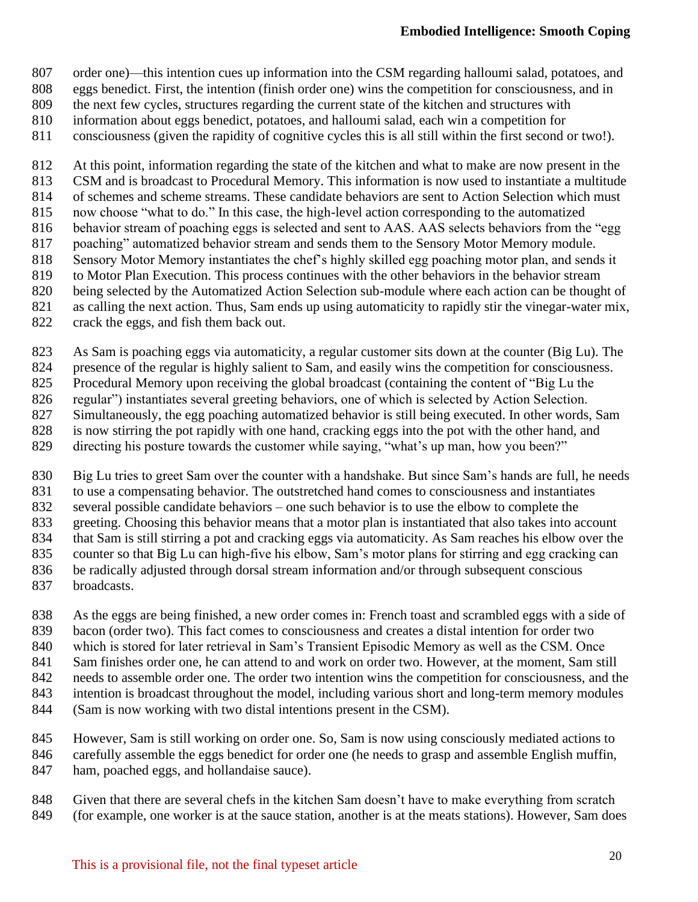order one)—this intention cues up information into the CSM regarding halloumi salad, potatoes, and eggs benedict. First, the intention (finish order one) wins the competition for consciousness, and in the next few cycles, structures regarding the current state of the kitchen and structures with information about eggs benedict, potatoes, and halloumi salad, each win a competition for consciousness (given the rapidity of cognitive cycles this is all still within the first second or two!).

At this point, information regarding the state of the kitchen and what to make are now present in the CSM and is broadcast to Procedural Memory. This information is now used to instantiate a multitude of schemes and scheme streams. These candidate behaviors are sent to Action Selection which must now choose "what to do." In this case, the high-level action corresponding to the automatized behavior stream of poaching eggs is selected and sent to AAS. AAS selects behaviors from the "egg poaching" automatized behavior stream and sends them to the Sensory Motor Memory module. Sensory Motor Memory instantiates the chef's highly skilled egg poaching motor plan, and sends it to Motor Plan Execution. This process continues with the other behaviors in the behavior stream being selected by the Automatized Action Selection sub-module where each action can be thought of as calling the next action. Thus, Sam ends up using automaticity to rapidly stir the vinegar-water mix, crack the eggs, and fish them back out.

As Sam is poaching eggs via automaticity, a regular customer sits down at the counter (Big Lu). The presence of the regular is highly salient to Sam, and easily wins the competition for consciousness. Procedural Memory upon receiving the global broadcast (containing the content of "Big Lu the regular") instantiates several greeting behaviors, one of which is selected by Action Selection. Simultaneously, the egg poaching automatized behavior is still being executed. In other words, Sam is now stirring the pot rapidly with one hand, cracking eggs into the pot with the other hand, and directing his posture towards the customer while saying, "what's up man, how you been?"

Big Lu tries to greet Sam over the counter with a handshake. But since Sam's hands are full, he needs to use a compensating behavior. The outstretched hand comes to consciousness and instantiates several possible candidate behaviors – one such behavior is to use the elbow to complete the greeting. Choosing this behavior means that a motor plan is instantiated that also takes into account that Sam is still stirring a pot and cracking eggs via automaticity. As Sam reaches his elbow over the counter so that Big Lu can high-five his elbow, Sam's motor plans for stirring and egg cracking can be radically adjusted through dorsal stream information and/or through subsequent conscious broadcasts.

As the eggs are being finished, a new order comes in: French toast and scrambled eggs with a side of bacon (order two). This fact comes to consciousness and creates a distal intention for order two which is stored for later retrieval in Sam's Transient Episodic Memory as well as the CSM. Once Sam finishes order one, he can attend to and work on order two. However, at the moment, Sam still needs to assemble order one. The order two intention wins the competition for consciousness, and the intention is broadcast throughout the model, including various short and long-term memory modules (Sam is now working with two distal intentions present in the CSM).

However, Sam is still working on order one. So, Sam is now using consciously mediated actions to carefully assemble the eggs benedict for order one (he needs to grasp and assemble English muffin, ham, poached eggs, and hollandaise sauce).

Given that there are several chefs in the kitchen Sam doesn't have to make everything from scratch (for example, one worker is at the sauce station, another is at the meats stations). However, Sam does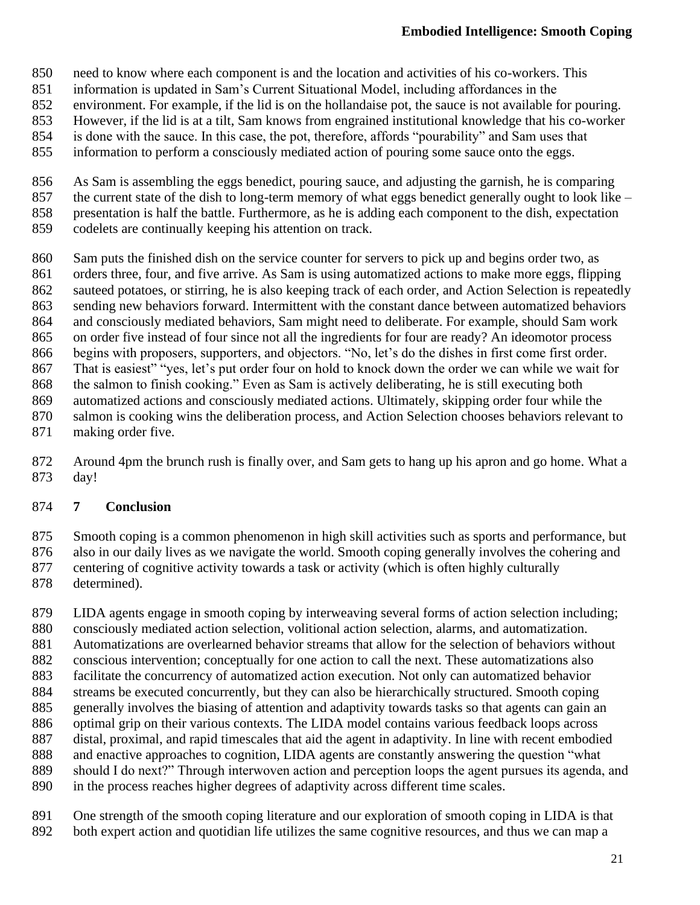need to know where each component is and the location and activities of his co-workers. This information is updated in Sam's Current Situational Model, including affordances in the environment. For example, if the lid is on the hollandaise pot, the sauce is not available for pouring. However, if the lid is at a tilt, Sam knows from engrained institutional knowledge that his co-worker is done with the sauce. In this case, the pot, therefore, affords "pourability" and Sam uses that information to perform a consciously mediated action of pouring some sauce onto the eggs.

As Sam is assembling the eggs benedict, pouring sauce, and adjusting the garnish, he is comparing the current state of the dish to long-term memory of what eggs benedict generally ought to look like – presentation is half the battle. Furthermore, as he is adding each component to the dish, expectation codelets are continually keeping his attention on track.

Sam puts the finished dish on the service counter for servers to pick up and begins order two, as orders three, four, and five arrive. As Sam is using automatized actions to make more eggs, flipping sauteed potatoes, or stirring, he is also keeping track of each order, and Action Selection is repeatedly sending new behaviors forward. Intermittent with the constant dance between automatized behaviors and consciously mediated behaviors, Sam might need to deliberate. For example, should Sam work on order five instead of four since not all the ingredients for four are ready? An ideomotor process begins with proposers, supporters, and objectors. "No, let's do the dishes in first come first order. That is easiest" "yes, let's put order four on hold to knock down the order we can while we wait for the salmon to finish cooking." Even as Sam is actively deliberating, he is still executing both automatized actions and consciously mediated actions. Ultimately, skipping order four while the salmon is cooking wins the deliberation process, and Action Selection chooses behaviors relevant to making order five.

Around 4pm the brunch rush is finally over, and Sam gets to hang up his apron and go home. What a day!

## 7 Conclusion

Smooth coping is a common phenomenon in high skill activities such as sports and performance, but also in our daily lives as we navigate the world. Smooth coping generally involves the cohering and centering of cognitive activity towards a task or activity (which is often highly culturally determined).

LIDA agents engage in smooth coping by interweaving several forms of action selection including; consciously mediated action selection, volitional action selection, alarms, and automatization. Automatizations are overlearned behavior streams that allow for the selection of behaviors without conscious intervention; conceptually for one action to call the next. These automatizations also facilitate the concurrency of automatized action execution. Not only can automatized behavior streams be executed concurrently, but they can also be hierarchically structured. Smooth coping generally involves the biasing of attention and adaptivity towards tasks so that agents can gain an optimal grip on their various contexts. The LIDA model contains various feedback loops across distal, proximal, and rapid timescales that aid the agent in adaptivity. In line with recent embodied and enactive approaches to cognition, LIDA agents are constantly answering the question "what should I do next?" Through interwoven action and perception loops the agent pursues its agenda, and in the process reaches higher degrees of adaptivity across different time scales.

One strength of the smooth coping literature and our exploration of smooth coping in LIDA is that both expert action and quotidian life utilizes the same cognitive resources, and thus we can map a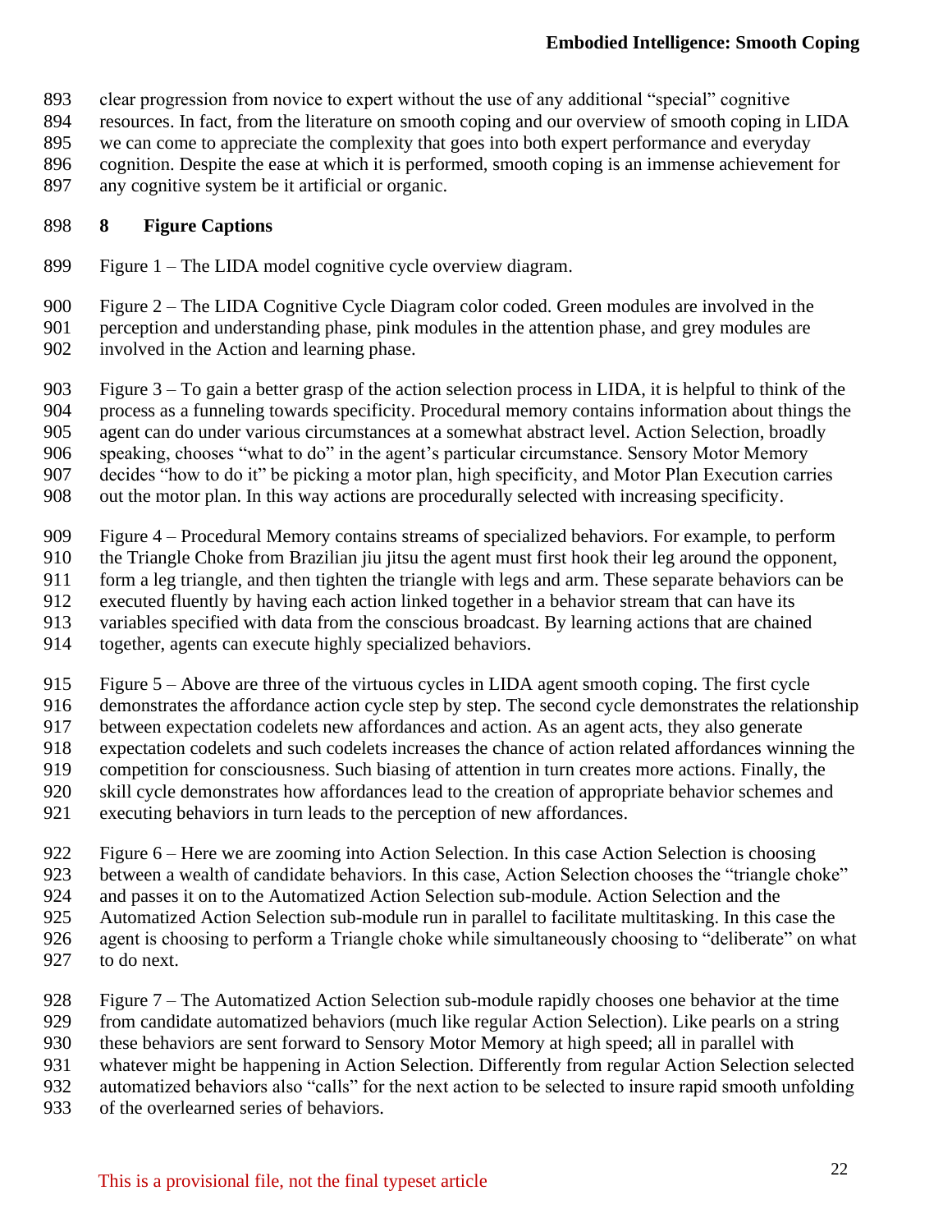clear progression from novice to expert without the use of any additional "special" cognitive resources. In fact, from the literature on smooth coping and our overview of smooth coping in LIDA we can come to appreciate the complexity that goes into both expert performance and everyday cognition. Despite the ease at which it is performed, smooth coping is an immense achievement for any cognitive system be it artificial or organic.

# 8 Figure Captions

Figure 1 – The LIDA model cognitive cycle overview diagram.

Figure 2 – The LIDA Cognitive Cycle Diagram color coded. Green modules are involved in the perception and understanding phase, pink modules in the attention phase, and grey modules are involved in the Action and learning phase.

Figure 3 – To gain a better grasp of the action selection process in LIDA, it is helpful to think of the process as a funneling towards specificity. Procedural memory contains information about things the agent can do under various circumstances at a somewhat abstract level. Action Selection, broadly speaking, chooses "what to do" in the agent's particular circumstance. Sensory Motor Memory decides "how to do it" be picking a motor plan, high specificity, and Motor Plan Execution carries out the motor plan. In this way actions are procedurally selected with increasing specificity.

Figure 4 – Procedural Memory contains streams of specialized behaviors. For example, to perform the Triangle Choke from Brazilian jiu jitsu the agent must first hook their leg around the opponent, form a leg triangle, and then tighten the triangle with legs and arm. These separate behaviors can be executed fluently by having each action linked together in a behavior stream that can have its variables specified with data from the conscious broadcast. By learning actions that are chained together, agents can execute highly specialized behaviors.

Figure 5 – Above are three of the virtuous cycles in LIDA agent smooth coping. The first cycle demonstrates the affordance action cycle step by step. The second cycle demonstrates the relationship between expectation codelets new affordances and action. As an agent acts, they also generate expectation codelets and such codelets increases the chance of action related affordances winning the competition for consciousness. Such biasing of attention in turn creates more actions. Finally, the skill cycle demonstrates how affordances lead to the creation of appropriate behavior schemes and executing behaviors in turn leads to the perception of new affordances.

Figure 6 – Here we are zooming into Action Selection. In this case Action Selection is choosing between a wealth of candidate behaviors. In this case, Action Selection chooses the "triangle choke" and passes it on to the Automatized Action Selection sub-module. Action Selection and the Automatized Action Selection sub-module run in parallel to facilitate multitasking. In this case the agent is choosing to perform a Triangle choke while simultaneously choosing to "deliberate" on what to do next.

Figure 7 – The Automatized Action Selection sub-module rapidly chooses one behavior at the time from candidate automatized behaviors (much like regular Action Selection). Like pearls on a string these behaviors are sent forward to Sensory Motor Memory at high speed; all in parallel with whatever might be happening in Action Selection. Differently from regular Action Selection selected automatized behaviors also "calls" for the next action to be selected to insure rapid smooth unfolding of the overlearned series of behaviors.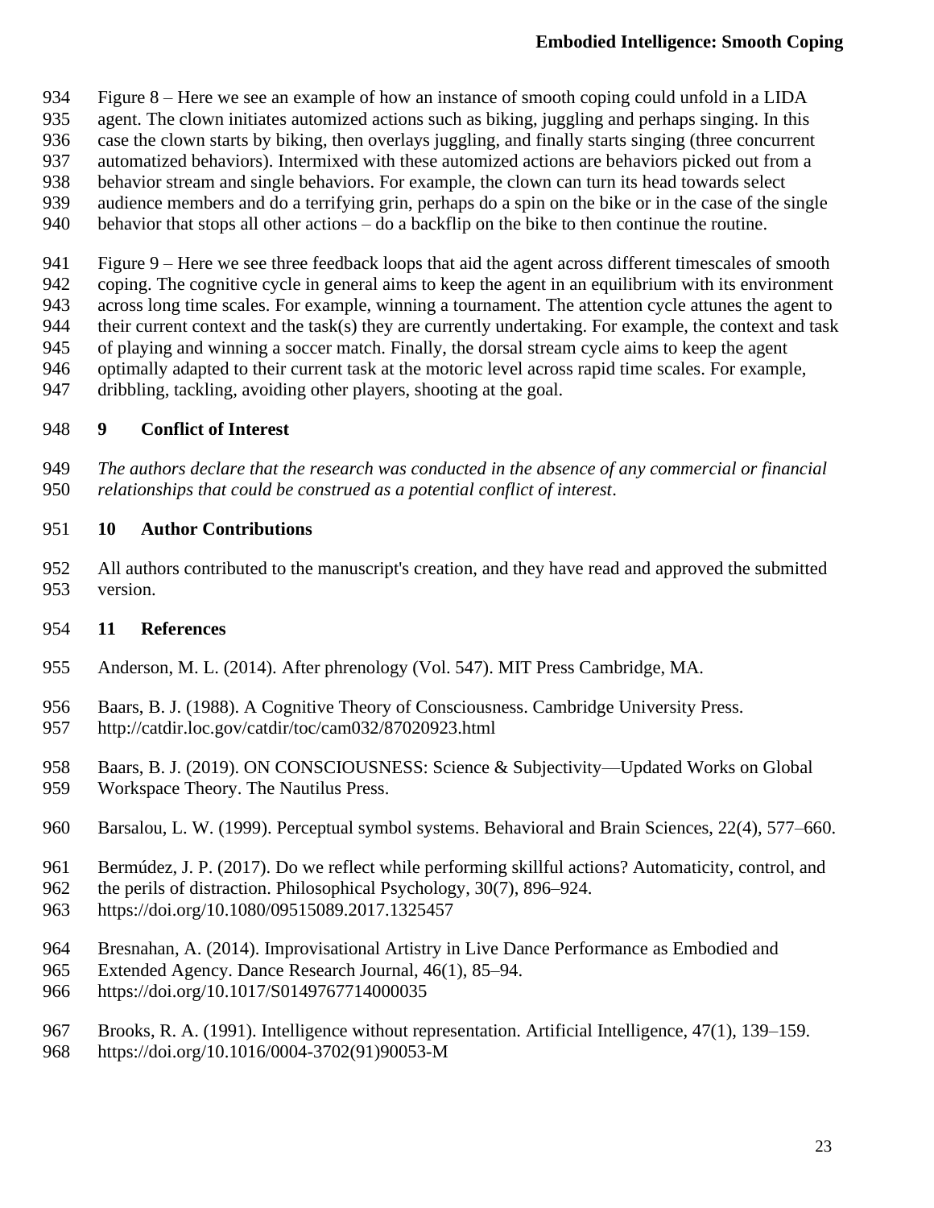Figure 8 – Here we see an example of how an instance of smooth coping could unfold in a LIDA agent. The clown initiates automized actions such as biking, juggling and perhaps singing. In this case the clown starts by biking, then overlays juggling, and finally starts singing (three concurrent automatized behaviors). Intermixed with these automized actions are behaviors picked out from a behavior stream and single behaviors. For example, the clown can turn its head towards select audience members and do a terrifying grin, perhaps do a spin on the bike or in the case of the single behavior that stops all other actions – do a backflip on the bike to then continue the routine.

Figure 9 – Here we see three feedback loops that aid the agent across different timescales of smooth coping. The cognitive cycle in general aims to keep the agent in an equilibrium with its environment across long time scales. For example, winning a tournament. The attention cycle attunes the agent to their current context and the task(s) they are currently undertaking. For example, the context and task of playing and winning a soccer match. Finally, the dorsal stream cycle aims to keep the agent optimally adapted to their current task at the motoric level across rapid time scales. For example, dribbling, tackling, avoiding other players, shooting at the goal.

## 9 Conflict of Interest

*The authors declare that the research was conducted in the absence of any commercial or financial relationships that could be construed as a potential conflict of interest*.

## 10 Author Contributions

All authors contributed to the manuscript's creation, and they have read and approved the submitted version.

## 11 References

Anderson, M. L. (2014). After phrenology (Vol. 547). MIT Press Cambridge, MA.

Baars, B. J. (1988). A Cognitive Theory of Consciousness. Cambridge University Press. http://catdir.loc.gov/catdir/toc/cam032/87020923.html

Baars, B. J. (2019). ON CONSCIOUSNESS: Science & Subjectivity—Updated Works on Global Workspace Theory. The Nautilus Press.

Barsalou, L. W. (1999). Perceptual symbol systems. Behavioral and Brain Sciences, 22(4), 577–660.

Bermúdez, J. P. (2017). Do we reflect while performing skillful actions? Automaticity, control, and the perils of distraction. Philosophical Psychology, 30(7), 896–924. https://doi.org/10.1080/09515089.2017.1325457

Bresnahan, A. (2014). Improvisational Artistry in Live Dance Performance as Embodied and Extended Agency. Dance Research Journal, 46(1), 85–94. https://doi.org/10.1017/S0149767714000035

Brooks, R. A. (1991). Intelligence without representation. Artificial Intelligence, 47(1), 139–159. https://doi.org/10.1016/0004-3702(91)90053-M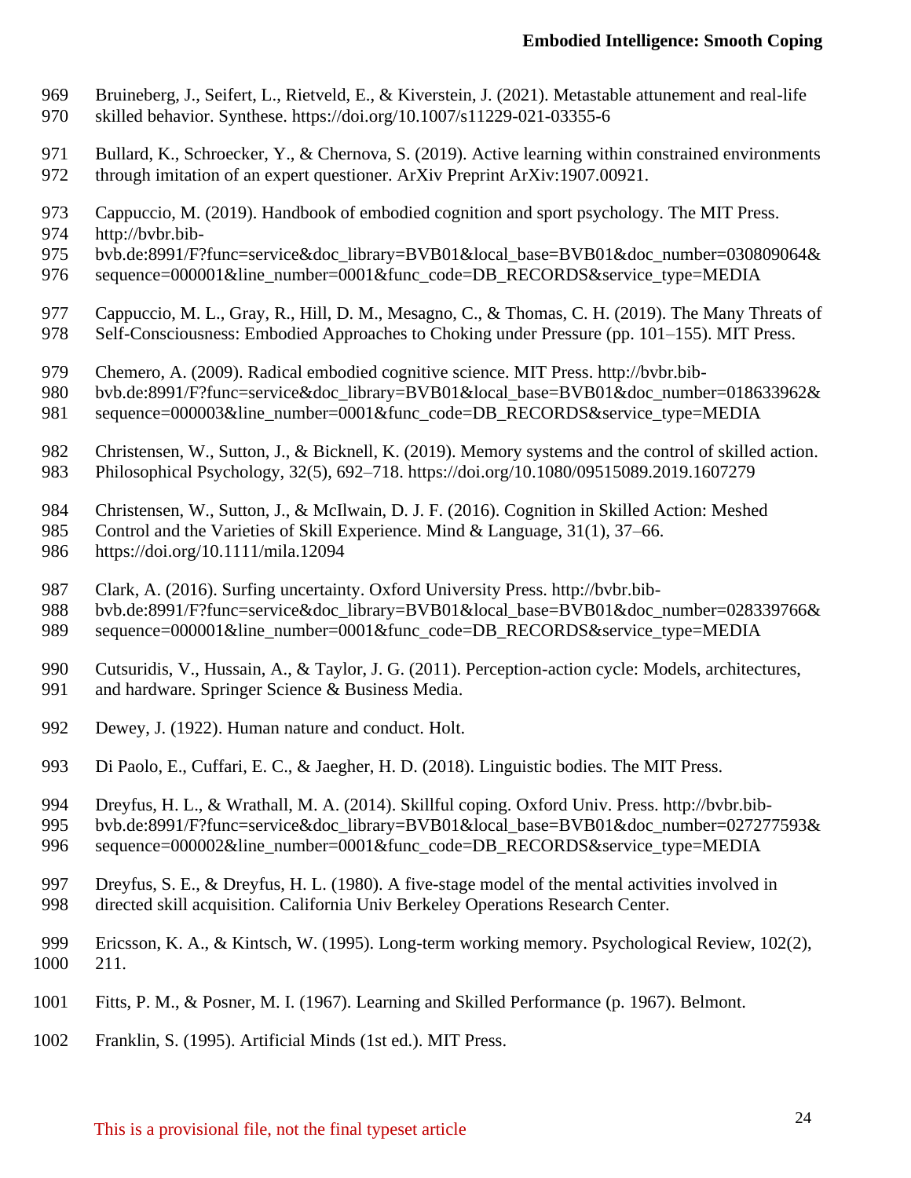Bruineberg, J., Seifert, L., Rietveld, E., & Kiverstein, J. (2021). Metastable attunement and real-life skilled behavior. Synthese. https://doi.org/10.1007/s11229-021-03355-6

Bullard, K., Schroecker, Y., & Chernova, S. (2019). Active learning within constrained environments through imitation of an expert questioner. ArXiv Preprint ArXiv:1907.00921.

Cappuccio, M. (2019). Handbook of embodied cognition and sport psychology. The MIT Press. http://bvbr.bib-bvb.de:8991/F?func=service&doc_library=BVB01&local_base=BVB01&doc_number=030809064&sequence=000001&line_number=0001&func_code=DB_RECORDS&service_type=MEDIA

Cappuccio, M. L., Gray, R., Hill, D. M., Mesagno, C., & Thomas, C. H. (2019). The Many Threats of Self-Consciousness: Embodied Approaches to Choking under Pressure (pp. 101–155). MIT Press.

Chemero, A. (2009). Radical embodied cognitive science. MIT Press. http://bvbr.bib-bvb.de:8991/F?func=service&doc_library=BVB01&local_base=BVB01&doc_number=018633962&sequence=000003&line_number=0001&func_code=DB_RECORDS&service_type=MEDIA

Christensen, W., Sutton, J., & Bicknell, K. (2019). Memory systems and the control of skilled action. Philosophical Psychology, 32(5), 692–718. https://doi.org/10.1080/09515089.2019.1607279

Christensen, W., Sutton, J., & McIlwain, D. J. F. (2016). Cognition in Skilled Action: Meshed Control and the Varieties of Skill Experience. Mind & Language, 31(1), 37–66. https://doi.org/10.1111/mila.12094

Clark, A. (2016). Surfing uncertainty. Oxford University Press. http://bvbr.bib-bvb.de:8991/F?func=service&doc_library=BVB01&local_base=BVB01&doc_number=028339766&sequence=000001&line_number=0001&func_code=DB_RECORDS&service_type=MEDIA

Cutsuridis, V., Hussain, A., & Taylor, J. G. (2011). Perception-action cycle: Models, architectures, and hardware. Springer Science & Business Media.

Dewey, J. (1922). Human nature and conduct. Holt.

Di Paolo, E., Cuffari, E. C., & Jaegher, H. D. (2018). Linguistic bodies. The MIT Press.

Dreyfus, H. L., & Wrathall, M. A. (2014). Skillful coping. Oxford Univ. Press. http://bvbr.bib-bvb.de:8991/F?func=service&doc_library=BVB01&local_base=BVB01&doc_number=027277593&sequence=000002&line_number=0001&func_code=DB_RECORDS&service_type=MEDIA

Dreyfus, S. E., & Dreyfus, H. L. (1980). A five-stage model of the mental activities involved in directed skill acquisition. California Univ Berkeley Operations Research Center.

Ericsson, K. A., & Kintsch, W. (1995). Long-term working memory. Psychological Review, 102(2), 211.

Fitts, P. M., & Posner, M. I. (1967). Learning and Skilled Performance (p. 1967). Belmont.

Franklin, S. (1995). Artificial Minds (1st ed.). MIT Press.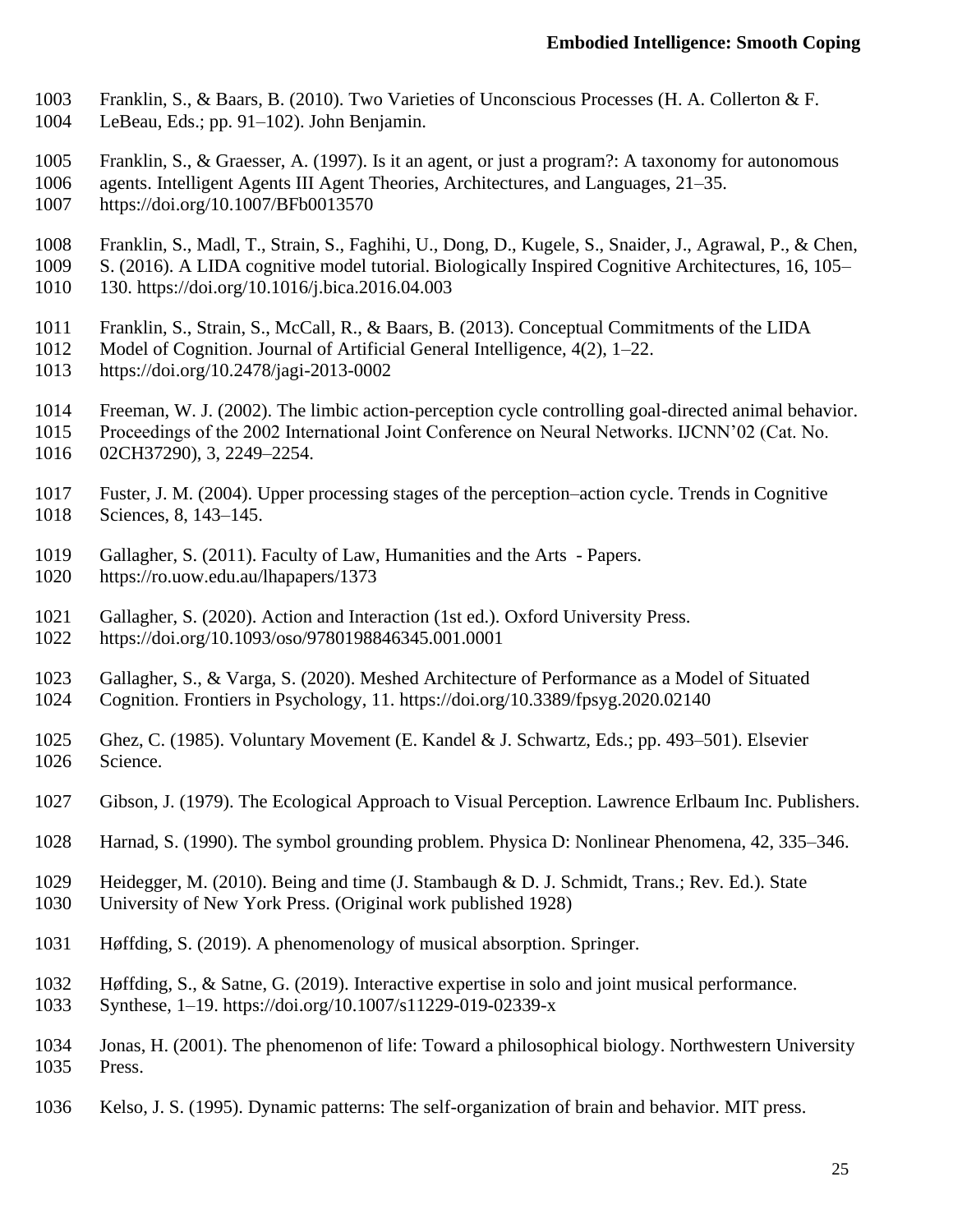Franklin, S., & Baars, B. (2010). Two Varieties of Unconscious Processes (H. A. Collerton & F. LeBeau, Eds.; pp. 91–102). John Benjamin.

Franklin, S., & Graesser, A. (1997). Is it an agent, or just a program?: A taxonomy for autonomous agents. Intelligent Agents III Agent Theories, Architectures, and Languages, 21–35. https://doi.org/10.1007/BFb0013570

Franklin, S., Madl, T., Strain, S., Faghihi, U., Dong, D., Kugele, S., Snaider, J., Agrawal, P., & Chen, S. (2016). A LIDA cognitive model tutorial. Biologically Inspired Cognitive Architectures, 16, 105–130. https://doi.org/10.1016/j.bica.2016.04.003

Franklin, S., Strain, S., McCall, R., & Baars, B. (2013). Conceptual Commitments of the LIDA Model of Cognition. Journal of Artificial General Intelligence, 4(2), 1–22. https://doi.org/10.2478/jagi-2013-0002

Freeman, W. J. (2002). The limbic action-perception cycle controlling goal-directed animal behavior. Proceedings of the 2002 International Joint Conference on Neural Networks. IJCNN'02 (Cat. No. 02CH37290), 3, 2249–2254.

Fuster, J. M. (2004). Upper processing stages of the perception–action cycle. Trends in Cognitive Sciences, 8, 143–145.

Gallagher, S. (2011). Faculty of Law, Humanities and the Arts - Papers. https://ro.uow.edu.au/lhapapers/1373

Gallagher, S. (2020). Action and Interaction (1st ed.). Oxford University Press. https://doi.org/10.1093/oso/9780198846345.001.0001

Gallagher, S., & Varga, S. (2020). Meshed Architecture of Performance as a Model of Situated Cognition. Frontiers in Psychology, 11. https://doi.org/10.3389/fpsyg.2020.02140

Ghez, C. (1985). Voluntary Movement (E. Kandel & J. Schwartz, Eds.; pp. 493–501). Elsevier Science.

Gibson, J. (1979). The Ecological Approach to Visual Perception. Lawrence Erlbaum Inc. Publishers.

Harnad, S. (1990). The symbol grounding problem. Physica D: Nonlinear Phenomena, 42, 335–346.

Heidegger, M. (2010). Being and time (J. Stambaugh & D. J. Schmidt, Trans.; Rev. Ed.). State University of New York Press. (Original work published 1928)

Høffding, S. (2019). A phenomenology of musical absorption. Springer.

Høffding, S., & Satne, G. (2019). Interactive expertise in solo and joint musical performance. Synthese, 1–19. https://doi.org/10.1007/s11229-019-02339-x

Jonas, H. (2001). The phenomenon of life: Toward a philosophical biology. Northwestern University Press.

Kelso, J. S. (1995). Dynamic patterns: The self-organization of brain and behavior. MIT press.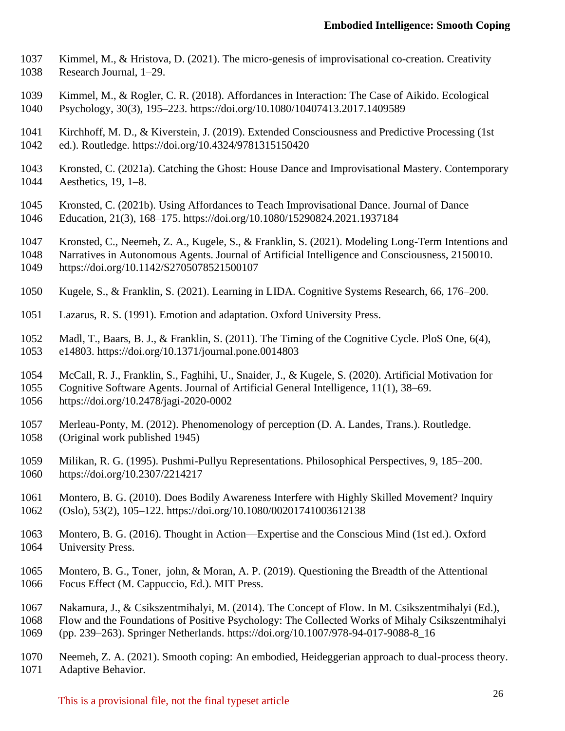Kimmel, M., & Hristova, D. (2021). The micro-genesis of improvisational co-creation. Creativity Research Journal, 1–29.

Kimmel, M., & Rogler, C. R. (2018). Affordances in Interaction: The Case of Aikido. Ecological Psychology, 30(3), 195–223. https://doi.org/10.1080/10407413.2017.1409589

Kirchhoff, M. D., & Kiverstein, J. (2019). Extended Consciousness and Predictive Processing (1st ed.). Routledge. https://doi.org/10.4324/9781315150420

Kronsted, C. (2021a). Catching the Ghost: House Dance and Improvisational Mastery. Contemporary Aesthetics, 19, 1–8.

Kronsted, C. (2021b). Using Affordances to Teach Improvisational Dance. Journal of Dance Education, 21(3), 168–175. https://doi.org/10.1080/15290824.2021.1937184

Kronsted, C., Neemeh, Z. A., Kugele, S., & Franklin, S. (2021). Modeling Long-Term Intentions and Narratives in Autonomous Agents. Journal of Artificial Intelligence and Consciousness, 2150010. https://doi.org/10.1142/S2705078521500107

Kugele, S., & Franklin, S. (2021). Learning in LIDA. Cognitive Systems Research, 66, 176–200.

Lazarus, R. S. (1991). Emotion and adaptation. Oxford University Press.

Madl, T., Baars, B. J., & Franklin, S. (2011). The Timing of the Cognitive Cycle. PloS One, 6(4), e14803. https://doi.org/10.1371/journal.pone.0014803

McCall, R. J., Franklin, S., Faghihi, U., Snaider, J., & Kugele, S. (2020). Artificial Motivation for Cognitive Software Agents. Journal of Artificial General Intelligence, 11(1), 38–69. https://doi.org/10.2478/jagi-2020-0002

Merleau-Ponty, M. (2012). Phenomenology of perception (D. A. Landes, Trans.). Routledge. (Original work published 1945)

Milikan, R. G. (1995). Pushmi-Pullyu Representations. Philosophical Perspectives, 9, 185–200. https://doi.org/10.2307/2214217

Montero, B. G. (2010). Does Bodily Awareness Interfere with Highly Skilled Movement? Inquiry (Oslo), 53(2), 105–122. https://doi.org/10.1080/00201741003612138

Montero, B. G. (2016). Thought in Action—Expertise and the Conscious Mind (1st ed.). Oxford University Press.

Montero, B. G., Toner, john, & Moran, A. P. (2019). Questioning the Breadth of the Attentional Focus Effect (M. Cappuccio, Ed.). MIT Press.

Nakamura, J., & Csikszentmihalyi, M. (2014). The Concept of Flow. In M. Csikszentmihalyi (Ed.), Flow and the Foundations of Positive Psychology: The Collected Works of Mihaly Csikszentmihalyi (pp. 239–263). Springer Netherlands. https://doi.org/10.1007/978-94-017-9088-8_16

Neemeh, Z. A. (2021). Smooth coping: An embodied, Heideggerian approach to dual-process theory. Adaptive Behavior.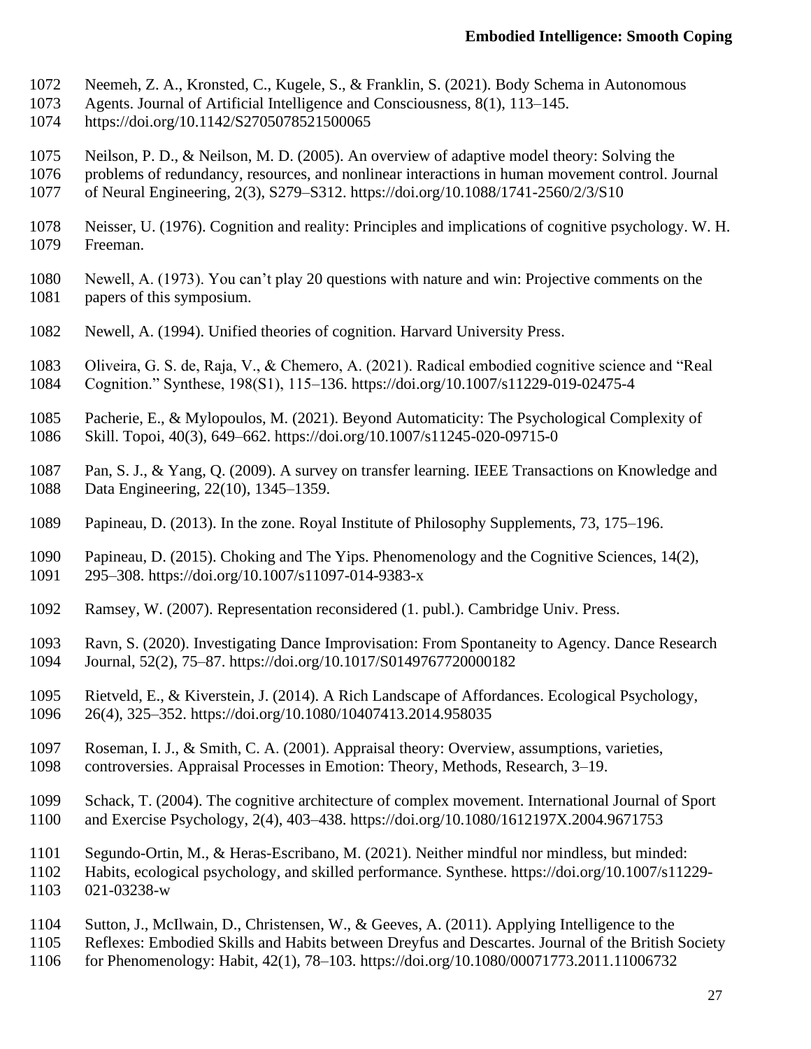Neemeh, Z. A., Kronsted, C., Kugele, S., & Franklin, S. (2021). Body Schema in Autonomous Agents. Journal of Artificial Intelligence and Consciousness, 8(1), 113–145. https://doi.org/10.1142/S2705078521500065

Neilson, P. D., & Neilson, M. D. (2005). An overview of adaptive model theory: Solving the problems of redundancy, resources, and nonlinear interactions in human movement control. Journal of Neural Engineering, 2(3), S279–S312. https://doi.org/10.1088/1741-2560/2/3/S10

Neisser, U. (1976). Cognition and reality: Principles and implications of cognitive psychology. W. H. Freeman.

Newell, A. (1973). You can't play 20 questions with nature and win: Projective comments on the papers of this symposium.

Newell, A. (1994). Unified theories of cognition. Harvard University Press.

Oliveira, G. S. de, Raja, V., & Chemero, A. (2021). Radical embodied cognitive science and "Real Cognition." Synthese, 198(S1), 115–136. https://doi.org/10.1007/s11229-019-02475-4

Pacherie, E., & Mylopoulos, M. (2021). Beyond Automaticity: The Psychological Complexity of Skill. Topoi, 40(3), 649–662. https://doi.org/10.1007/s11245-020-09715-0

Pan, S. J., & Yang, Q. (2009). A survey on transfer learning. IEEE Transactions on Knowledge and Data Engineering, 22(10), 1345–1359.

Papineau, D. (2013). In the zone. Royal Institute of Philosophy Supplements, 73, 175–196.

Papineau, D. (2015). Choking and The Yips. Phenomenology and the Cognitive Sciences, 14(2), 295–308. https://doi.org/10.1007/s11097-014-9383-x

Ramsey, W. (2007). Representation reconsidered (1. publ.). Cambridge Univ. Press.

Ravn, S. (2020). Investigating Dance Improvisation: From Spontaneity to Agency. Dance Research Journal, 52(2), 75–87. https://doi.org/10.1017/S0149767720000182

Rietveld, E., & Kiverstein, J. (2014). A Rich Landscape of Affordances. Ecological Psychology, 26(4), 325–352. https://doi.org/10.1080/10407413.2014.958035

Roseman, I. J., & Smith, C. A. (2001). Appraisal theory: Overview, assumptions, varieties, controversies. Appraisal Processes in Emotion: Theory, Methods, Research, 3–19.

Schack, T. (2004). The cognitive architecture of complex movement. International Journal of Sport and Exercise Psychology, 2(4), 403–438. https://doi.org/10.1080/1612197X.2004.9671753

Segundo-Ortin, M., & Heras-Escribano, M. (2021). Neither mindful nor mindless, but minded: Habits, ecological psychology, and skilled performance. Synthese. https://doi.org/10.1007/s11229-021-03238-w

Sutton, J., McIlwain, D., Christensen, W., & Geeves, A. (2011). Applying Intelligence to the Reflexes: Embodied Skills and Habits between Dreyfus and Descartes. Journal of the British Society for Phenomenology: Habit, 42(1), 78–103. https://doi.org/10.1080/00071773.2011.11006732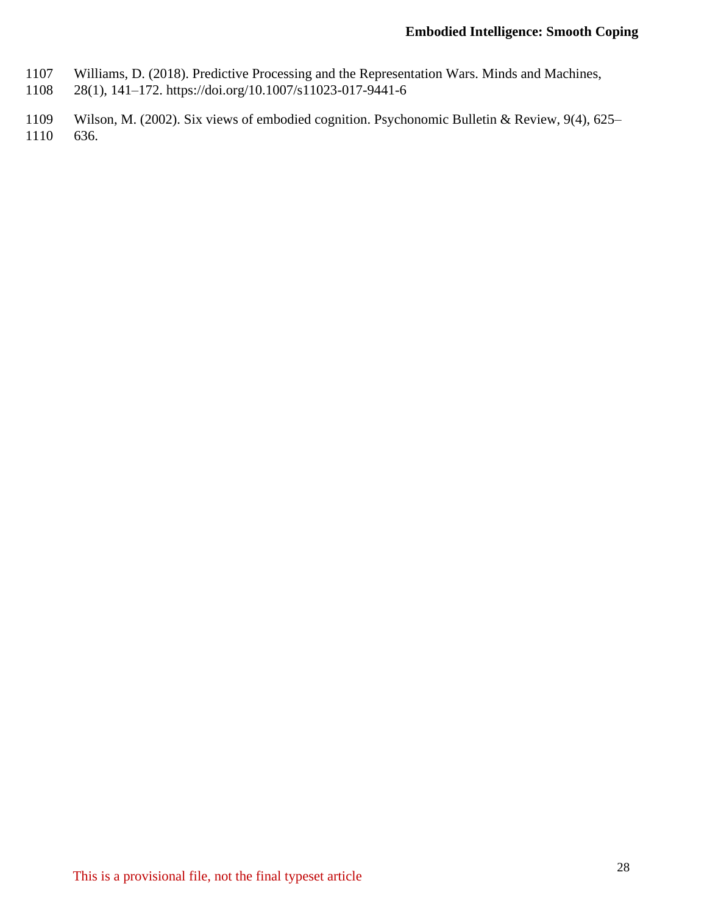Williams, D. (2018). Predictive Processing and the Representation Wars. Minds and Machines, 28(1), 141–172. https://doi.org/10.1007/s11023-017-9441-6

Wilson, M. (2002). Six views of embodied cognition. Psychonomic Bulletin & Review, 9(4), 625–636.